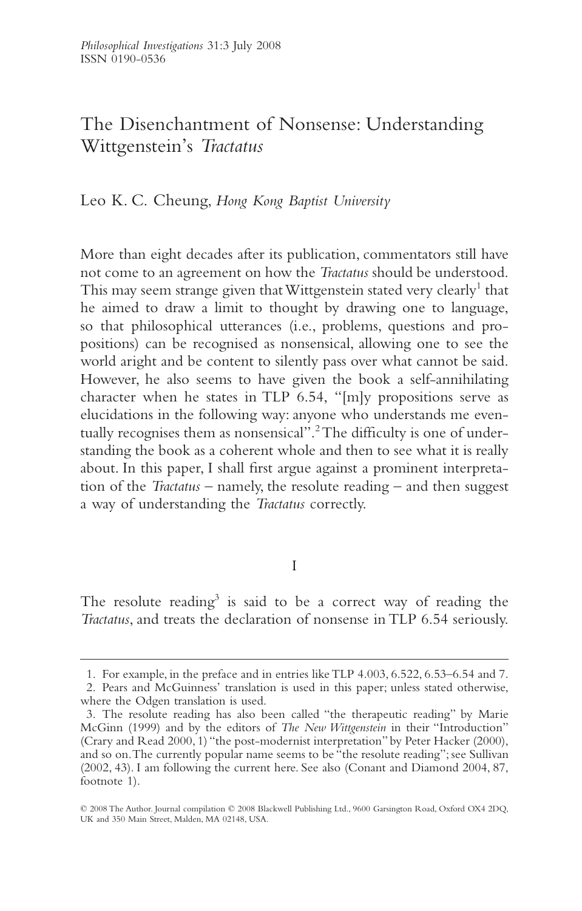# The Disenchantment of Nonsense: Understanding Wittgenstein's *Tractatus*

Leo K. C. Cheung, *Hong Kong Baptist University*

More than eight decades after its publication, commentators still have not come to an agreement on how the *Tractatus* should be understood. This may seem strange given that Wittgenstein stated very clearly[1] that he aimed to draw a limit to thought by drawing one to language, so that philosophical utterances (i.e., problems, questions and propositions) can be recognised as nonsensical, allowing one to see the world aright and be content to silently pass over what cannot be said. However, he also seems to have given the book a self-annihilating character when he states in TLP 6.54, "[m]y propositions serve as elucidations in the following way: anyone who understands me eventually recognises them as nonsensical".[2] The difficulty is one of understanding the book as a coherent whole and then to see what it is really about. In this paper, I shall first argue against a prominent interpretation of the *Tractatus* – namely, the resolute reading – and then suggest a way of understanding the *Tractatus* correctly.

## I

The resolute reading[3] is said to be a correct way of reading the *Tractatus*, and treats the declaration of nonsense in TLP 6.54 seriously.

---

1. For example, in the preface and in entries like TLP 4.003, 6.522, 6.53–6.54 and 7.
2. Pears and McGuinness' translation is used in this paper; unless stated otherwise, where the Odgen translation is used.
3. The resolute reading has also been called "the therapeutic reading" by Marie McGinn (1999) and by the editors of *The New Wittgenstein* in their "Introduction" (Crary and Read 2000, 1) "the post-modernist interpretation" by Peter Hacker (2000), and so on. The currently popular name seems to be "the resolute reading"; see Sullivan (2002, 43). I am following the current here. See also (Conant and Diamond 2004, 87, footnote 1).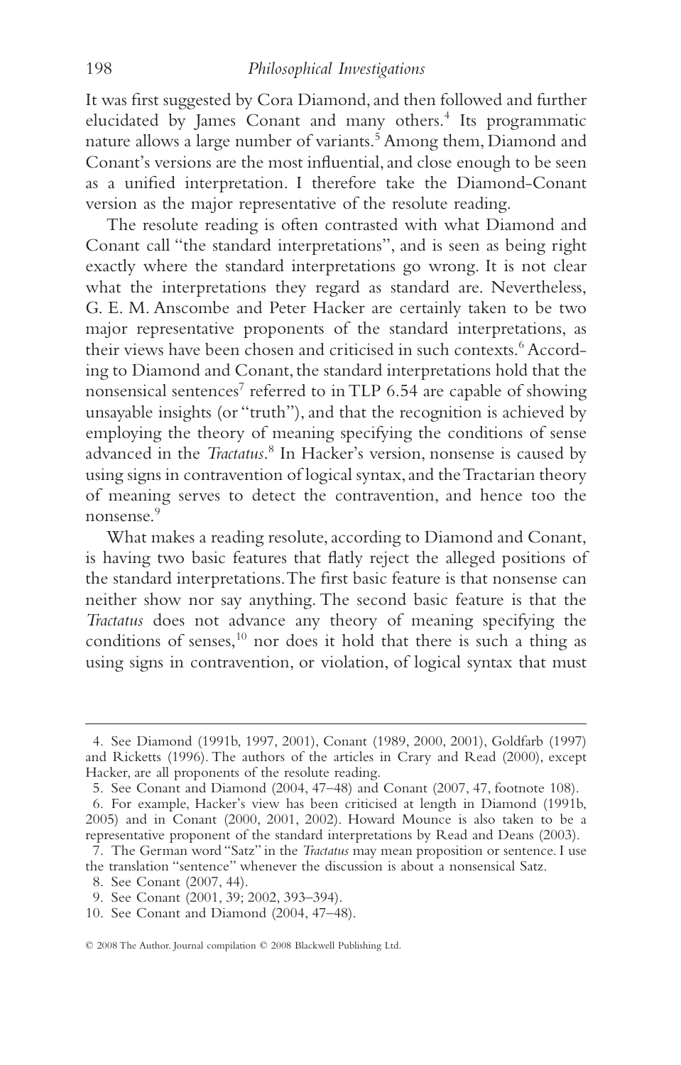It was first suggested by Cora Diamond, and then followed and further elucidated by James Conant and many others.[4] Its programmatic nature allows a large number of variants.[5] Among them, Diamond and Conant's versions are the most influential, and close enough to be seen as a unified interpretation. I therefore take the Diamond-Conant version as the major representative of the resolute reading.

The resolute reading is often contrasted with what Diamond and Conant call "the standard interpretations", and is seen as being right exactly where the standard interpretations go wrong. It is not clear what the interpretations they regard as standard are. Nevertheless, G. E. M. Anscombe and Peter Hacker are certainly taken to be two major representative proponents of the standard interpretations, as their views have been chosen and criticised in such contexts.[6] According to Diamond and Conant, the standard interpretations hold that the nonsensical sentences[7] referred to in TLP 6.54 are capable of showing unsayable insights (or "truth"), and that the recognition is achieved by employing the theory of meaning specifying the conditions of sense advanced in the *Tractatus*.[8] In Hacker's version, nonsense is caused by using signs in contravention of logical syntax, and the Tractarian theory of meaning serves to detect the contravention, and hence too the nonsense.[9]

What makes a reading resolute, according to Diamond and Conant, is having two basic features that flatly reject the alleged positions of the standard interpretations. The first basic feature is that nonsense can neither show nor say anything. The second basic feature is that the *Tractatus* does not advance any theory of meaning specifying the conditions of senses,[10] nor does it hold that there is such a thing as using signs in contravention, or violation, of logical syntax that must

---

4. See Diamond (1991b, 1997, 2001), Conant (1989, 2000, 2001), Goldfarb (1997) and Ricketts (1996). The authors of the articles in Crary and Read (2000), except Hacker, are all proponents of the resolute reading.

5. See Conant and Diamond (2004, 47–48) and Conant (2007, 47, footnote 108).

6. For example, Hacker's view has been criticised at length in Diamond (1991b, 2005) and in Conant (2000, 2001, 2002). Howard Mounce is also taken to be a representative proponent of the standard interpretations by Read and Deans (2003).

7. The German word "Satz" in the *Tractatus* may mean proposition or sentence. I use the translation "sentence" whenever the discussion is about a nonsensical Satz.

8. See Conant (2007, 44).

9. See Conant (2001, 39; 2002, 393–394).

10. See Conant and Diamond (2004, 47–48).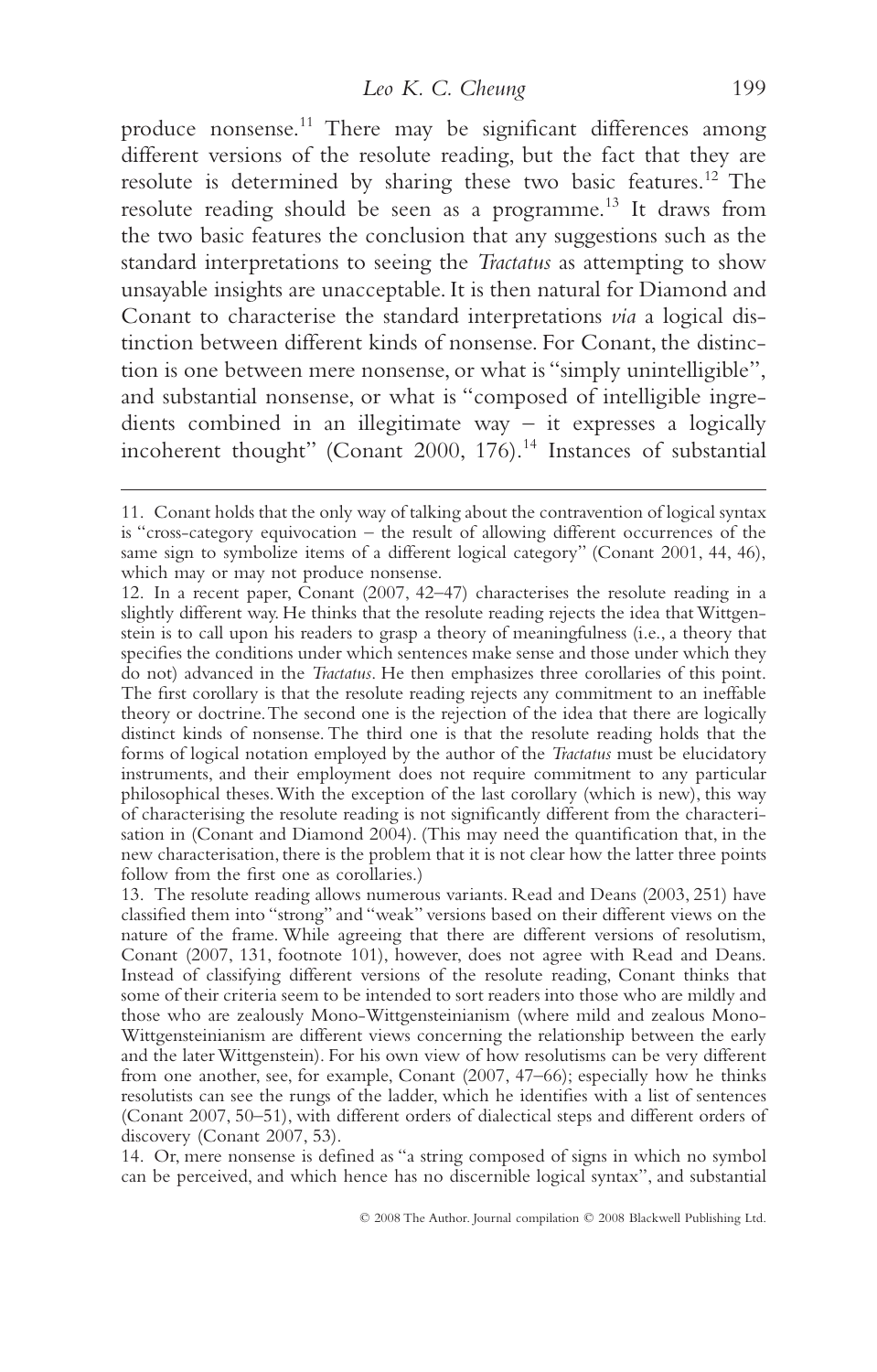produce nonsense.[11] There may be significant differences among different versions of the resolute reading, but the fact that they are resolute is determined by sharing these two basic features.[12] The resolute reading should be seen as a programme.[13] It draws from the two basic features the conclusion that any suggestions such as the standard interpretations to seeing the *Tractatus* as attempting to show unsayable insights are unacceptable. It is then natural for Diamond and Conant to characterise the standard interpretations *via* a logical distinction between different kinds of nonsense. For Conant, the distinction is one between mere nonsense, or what is "simply unintelligible", and substantial nonsense, or what is "composed of intelligible ingredients combined in an illegitimate way – it expresses a logically incoherent thought" (Conant 2000, 176).[14] Instances of substantial

---

11. Conant holds that the only way of talking about the contravention of logical syntax is "cross-category equivocation – the result of allowing different occurrences of the same sign to symbolize items of a different logical category" (Conant 2001, 44, 46), which may or may not produce nonsense.

12. In a recent paper, Conant (2007, 42–47) characterises the resolute reading in a slightly different way. He thinks that the resolute reading rejects the idea that Wittgenstein is to call upon his readers to grasp a theory of meaningfulness (i.e., a theory that specifies the conditions under which sentences make sense and those under which they do not) advanced in the *Tractatus*. He then emphasizes three corollaries of this point. The first corollary is that the resolute reading rejects any commitment to an ineffable theory or doctrine. The second one is the rejection of the idea that there are logically distinct kinds of nonsense. The third one is that the resolute reading holds that the forms of logical notation employed by the author of the *Tractatus* must be elucidatory instruments, and their employment does not require commitment to any particular philosophical theses. With the exception of the last corollary (which is new), this way of characterising the resolute reading is not significantly different from the characterisation in (Conant and Diamond 2004). (This may need the quantification that, in the new characterisation, there is the problem that it is not clear how the latter three points follow from the first one as corollaries.)

13. The resolute reading allows numerous variants. Read and Deans (2003, 251) have classified them into "strong" and "weak" versions based on their different views on the nature of the frame. While agreeing that there are different versions of resolutism, Conant (2007, 131, footnote 101), however, does not agree with Read and Deans. Instead of classifying different versions of the resolute reading, Conant thinks that some of their criteria seem to be intended to sort readers into those who are mildly and those who are zealously Mono-Wittgensteinianism (where mild and zealous Mono-Wittgensteinianism are different views concerning the relationship between the early and the later Wittgenstein). For his own view of how resolutisms can be very different from one another, see, for example, Conant (2007, 47–66); especially how he thinks resolutists can see the rungs of the ladder, which he identifies with a list of sentences (Conant 2007, 50–51), with different orders of dialectical steps and different orders of discovery (Conant 2007, 53).

14. Or, mere nonsense is defined as "a string composed of signs in which no symbol can be perceived, and which hence has no discernible logical syntax", and substantial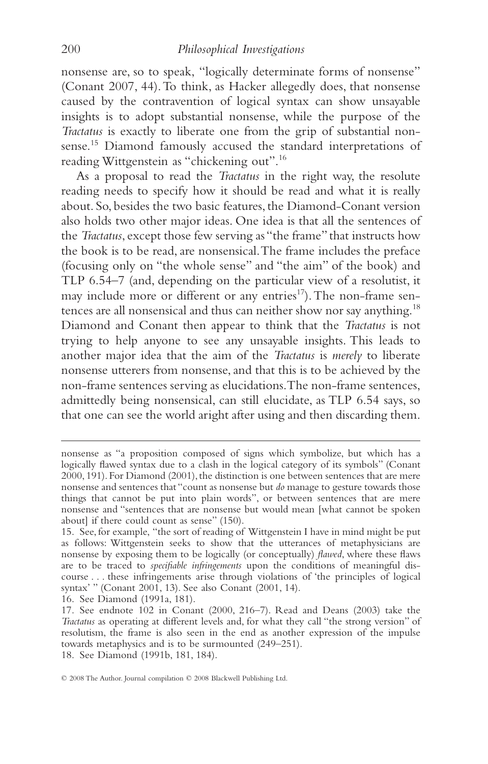nonsense are, so to speak, "logically determinate forms of nonsense" (Conant 2007, 44). To think, as Hacker allegedly does, that nonsense caused by the contravention of logical syntax can show unsayable insights is to adopt substantial nonsense, while the purpose of the *Tractatus* is exactly to liberate one from the grip of substantial nonsense.[15] Diamond famously accused the standard interpretations of reading Wittgenstein as "chickening out".[16]

As a proposal to read the *Tractatus* in the right way, the resolute reading needs to specify how it should be read and what it is really about. So, besides the two basic features, the Diamond-Conant version also holds two other major ideas. One idea is that all the sentences of the *Tractatus*, except those few serving as "the frame" that instructs how the book is to be read, are nonsensical. The frame includes the preface (focusing only on "the whole sense" and "the aim" of the book) and TLP 6.54–7 (and, depending on the particular view of a resolutist, it may include more or different or any entries[17]). The non-frame sentences are all nonsensical and thus can neither show nor say anything.[18] Diamond and Conant then appear to think that the *Tractatus* is not trying to help anyone to see any unsayable insights. This leads to another major idea that the aim of the *Tractatus* is *merely* to liberate nonsense utterers from nonsense, and that this is to be achieved by the non-frame sentences serving as elucidations. The non-frame sentences, admittedly being nonsensical, can still elucidate, as TLP 6.54 says, so that one can see the world aright after using and then discarding them.

---

nonsense as "a proposition composed of signs which symbolize, but which has a logically flawed syntax due to a clash in the logical category of its symbols" (Conant 2000, 191). For Diamond (2001), the distinction is one between sentences that are mere nonsense and sentences that "count as nonsense but *do* manage to gesture towards those things that cannot be put into plain words", or between sentences that are mere nonsense and "sentences that are nonsense but would mean [what cannot be spoken about] if there could count as sense" (150).

15. See, for example, "the sort of reading of Wittgenstein I have in mind might be put as follows: Wittgenstein seeks to show that the utterances of metaphysicians are nonsense by exposing them to be logically (or conceptually) *flawed*, where these flaws are to be traced to *specifiable infringements* upon the conditions of meaningful discourse . . . these infringements arise through violations of 'the principles of logical syntax' " (Conant 2001, 13). See also Conant (2001, 14).

16. See Diamond (1991a, 181).

17. See endnote 102 in Conant (2000, 216–7). Read and Deans (2003) take the *Tractatus* as operating at different levels and, for what they call "the strong version" of resolutism, the frame is also seen in the end as another expression of the impulse towards metaphysics and is to be surmounted (249–251).

18. See Diamond (1991b, 181, 184).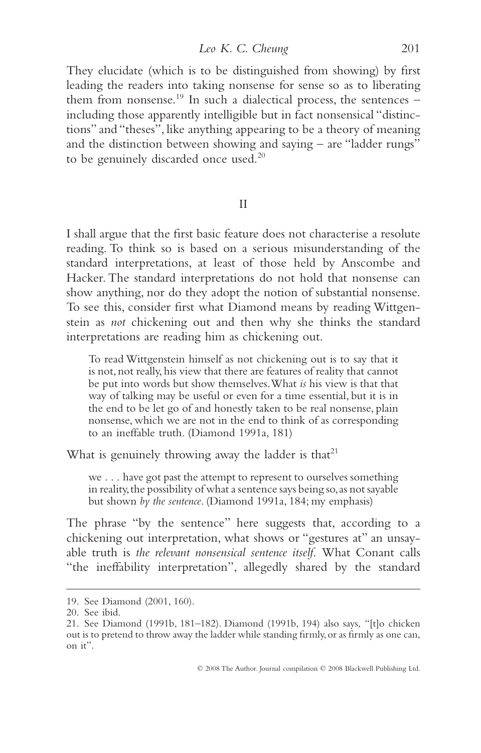They elucidate (which is to be distinguished from showing) by first leading the readers into taking nonsense for sense so as to liberating them from nonsense.[19] In such a dialectical process, the sentences – including those apparently intelligible but in fact nonsensical "distinctions" and "theses", like anything appearing to be a theory of meaning and the distinction between showing and saying – are "ladder rungs" to be genuinely discarded once used.[20]

## II

I shall argue that the first basic feature does not characterise a resolute reading. To think so is based on a serious misunderstanding of the standard interpretations, at least of those held by Anscombe and Hacker. The standard interpretations do not hold that nonsense can show anything, nor do they adopt the notion of substantial nonsense. To see this, consider first what Diamond means by reading Wittgenstein as *not* chickening out and then why she thinks the standard interpretations are reading him as chickening out.

> To read Wittgenstein himself as not chickening out is to say that it is not, not really, his view that there are features of reality that cannot be put into words but show themselves. What *is* his view is that that way of talking may be useful or even for a time essential, but it is in the end to be let go of and honestly taken to be real nonsense, plain nonsense, which we are not in the end to think of as corresponding to an ineffable truth. (Diamond 1991a, 181)

What is genuinely throwing away the ladder is that[21]

> we . . . have got past the attempt to represent to ourselves something in reality, the possibility of what a sentence says being so, as not sayable but shown *by the sentence*. (Diamond 1991a, 184; my emphasis)

The phrase "by the sentence" here suggests that, according to a chickening out interpretation, what shows or "gestures at" an unsayable truth is *the relevant nonsensical sentence itself*. What Conant calls "the ineffability interpretation", allegedly shared by the standard

---

19. See Diamond (2001, 160).

20. See ibid.

21. See Diamond (1991b, 181–182). Diamond (1991b, 194) also says, "[t]o chicken out is to pretend to throw away the ladder while standing firmly, or as firmly as one can, on it".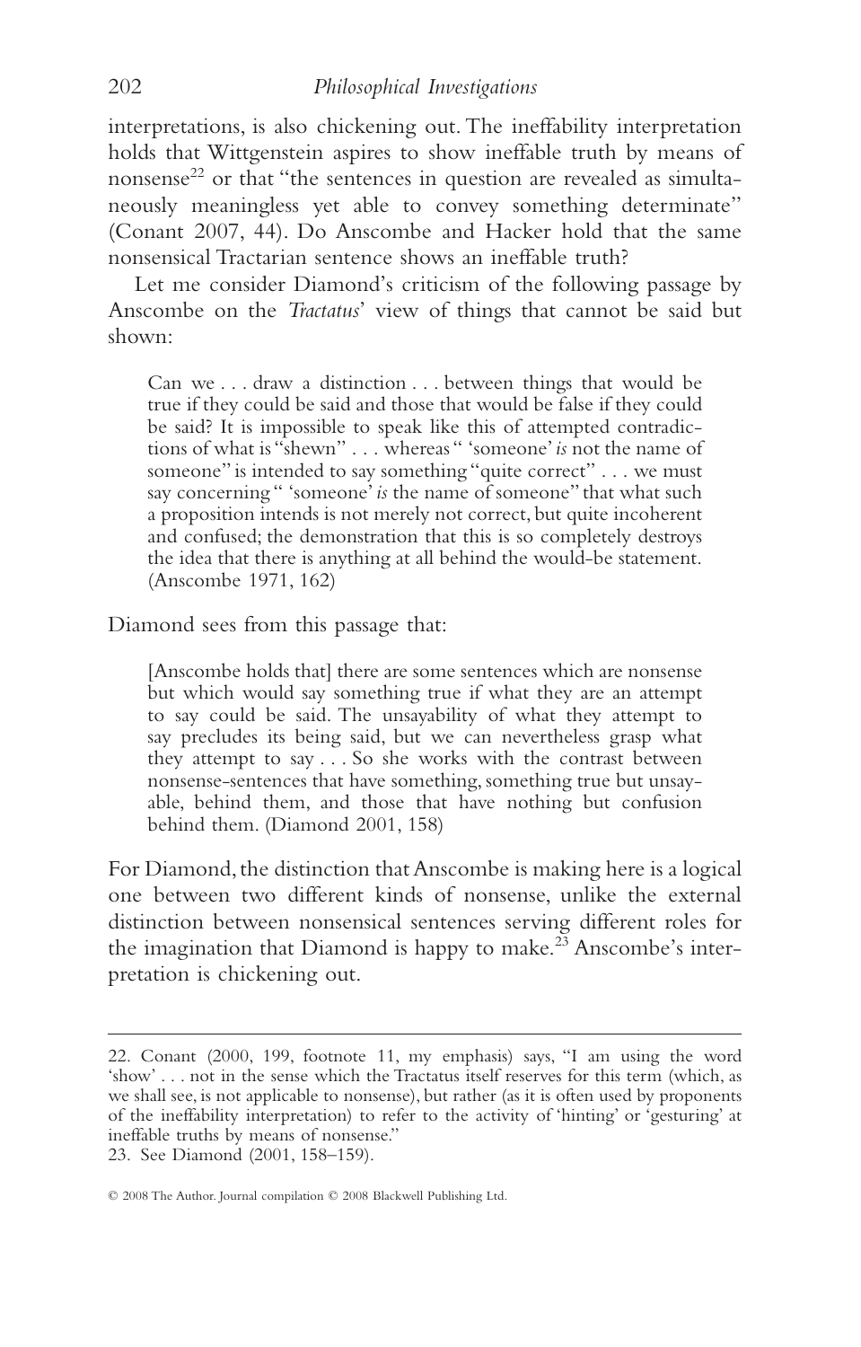interpretations, is also chickening out. The ineffability interpretation holds that Wittgenstein aspires to show ineffable truth by means of nonsense[22] or that "the sentences in question are revealed as simultaneously meaningless yet able to convey something determinate" (Conant 2007, 44). Do Anscombe and Hacker hold that the same nonsensical Tractarian sentence shows an ineffable truth?

Let me consider Diamond's criticism of the following passage by Anscombe on the *Tractatus*' view of things that cannot be said but shown:

> Can we . . . draw a distinction . . . between things that would be true if they could be said and those that would be false if they could be said? It is impossible to speak like this of attempted contradictions of what is "shewn" . . . whereas " 'someone' *is* not the name of someone" is intended to say something "quite correct" . . . we must say concerning " 'someone' *is* the name of someone" that what such a proposition intends is not merely not correct, but quite incoherent and confused; the demonstration that this is so completely destroys the idea that there is anything at all behind the would-be statement. (Anscombe 1971, 162)

Diamond sees from this passage that:

> [Anscombe holds that] there are some sentences which are nonsense but which would say something true if what they are an attempt to say could be said. The unsayability of what they attempt to say precludes its being said, but we can nevertheless grasp what they attempt to say . . . So she works with the contrast between nonsense-sentences that have something, something true but unsayable, behind them, and those that have nothing but confusion behind them. (Diamond 2001, 158)

For Diamond, the distinction that Anscombe is making here is a logical one between two different kinds of nonsense, unlike the external distinction between nonsensical sentences serving different roles for the imagination that Diamond is happy to make.[23] Anscombe's interpretation is chickening out.

---

22. Conant (2000, 199, footnote 11, my emphasis) says, "I am using the word 'show' . . . not in the sense which the Tractatus itself reserves for this term (which, as we shall see, is not applicable to nonsense), but rather (as it is often used by proponents of the ineffability interpretation) to refer to the activity of 'hinting' or 'gesturing' at ineffable truths by means of nonsense."

23. See Diamond (2001, 158–159).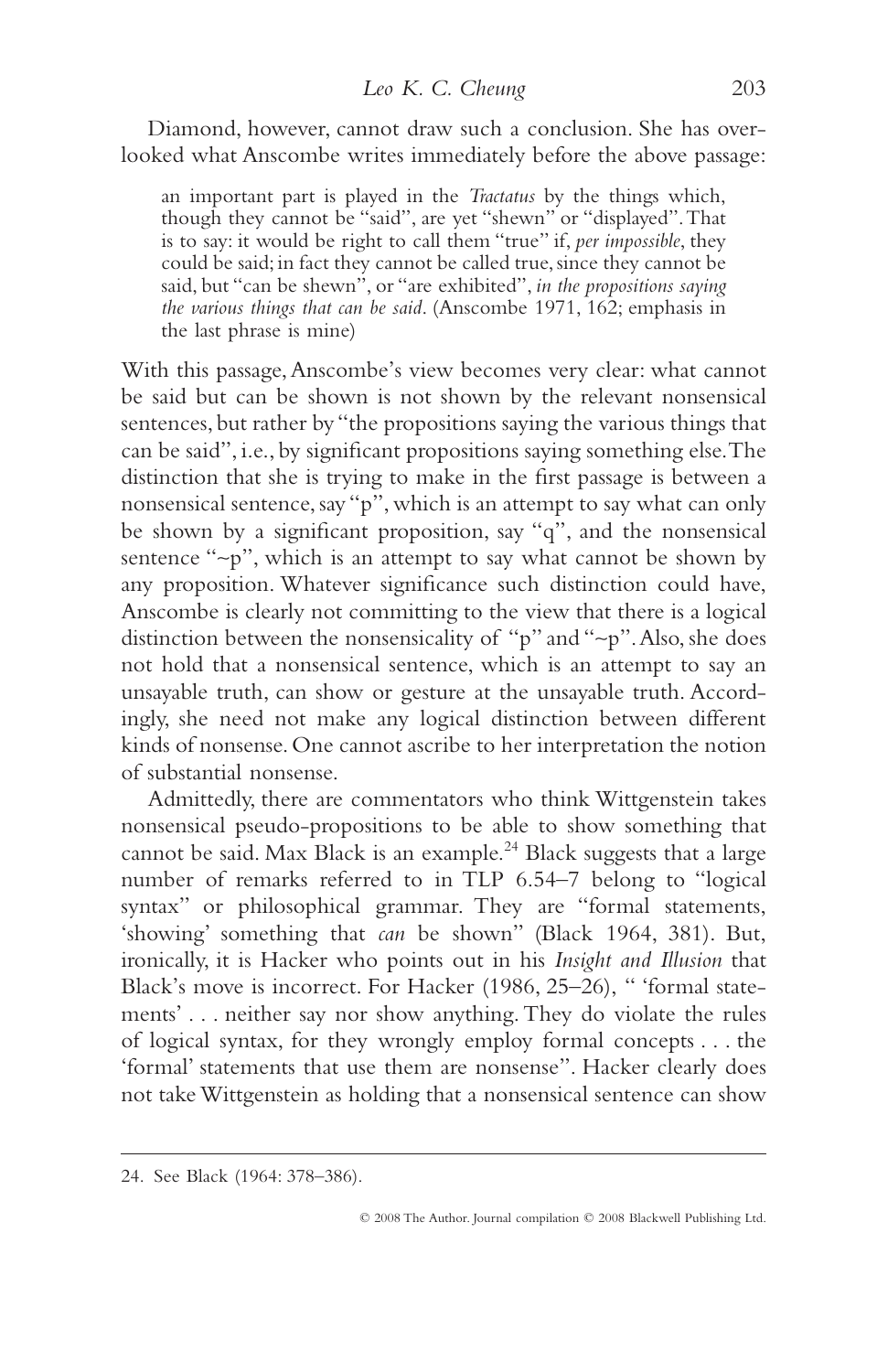Diamond, however, cannot draw such a conclusion. She has overlooked what Anscombe writes immediately before the above passage:

> an important part is played in the *Tractatus* by the things which, though they cannot be "said", are yet "shewn" or "displayed". That is to say: it would be right to call them "true" if, *per impossible*, they could be said; in fact they cannot be called true, since they cannot be said, but "can be shewn", or "are exhibited", *in the propositions saying the various things that can be said*. (Anscombe 1971, 162; emphasis in the last phrase is mine)

With this passage, Anscombe's view becomes very clear: what cannot be said but can be shown is not shown by the relevant nonsensical sentences, but rather by "the propositions saying the various things that can be said", i.e., by significant propositions saying something else. The distinction that she is trying to make in the first passage is between a nonsensical sentence, say "p", which is an attempt to say what can only be shown by a significant proposition, say "q", and the nonsensical sentence "~p", which is an attempt to say what cannot be shown by any proposition. Whatever significance such distinction could have, Anscombe is clearly not committing to the view that there is a logical distinction between the nonsensicality of "p" and "~p". Also, she does not hold that a nonsensical sentence, which is an attempt to say an unsayable truth, can show or gesture at the unsayable truth. Accordingly, she need not make any logical distinction between different kinds of nonsense. One cannot ascribe to her interpretation the notion of substantial nonsense.

Admittedly, there are commentators who think Wittgenstein takes nonsensical pseudo-propositions to be able to show something that cannot be said. Max Black is an example.[24] Black suggests that a large number of remarks referred to in TLP 6.54–7 belong to "logical syntax" or philosophical grammar. They are "formal statements, 'showing' something that *can* be shown" (Black 1964, 381). But, ironically, it is Hacker who points out in his *Insight and Illusion* that Black's move is incorrect. For Hacker (1986, 25–26), " 'formal statements' . . . neither say nor show anything. They do violate the rules of logical syntax, for they wrongly employ formal concepts . . . the 'formal' statements that use them are nonsense". Hacker clearly does not take Wittgenstein as holding that a nonsensical sentence can show

24. See Black (1964: 378–386).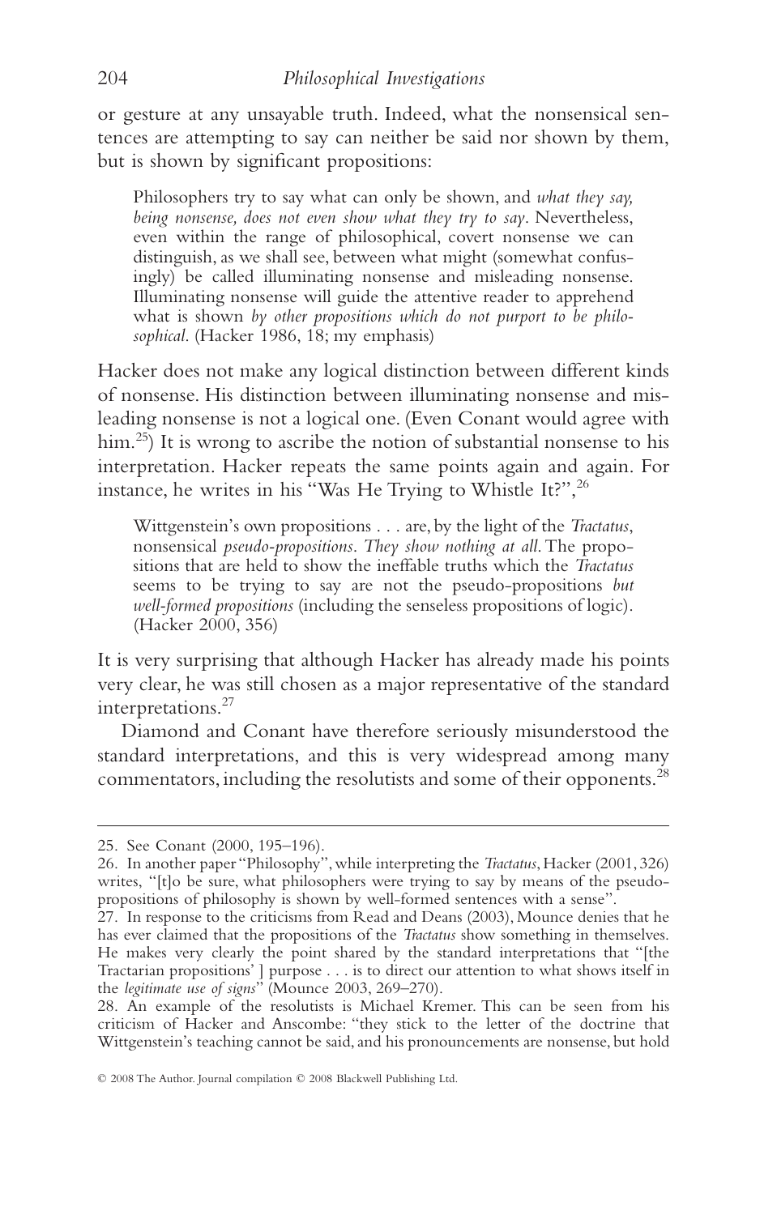or gesture at any unsayable truth. Indeed, what the nonsensical sentences are attempting to say can neither be said nor shown by them, but is shown by significant propositions:

> Philosophers try to say what can only be shown, and *what they say, being nonsense, does not even show what they try to say*. Nevertheless, even within the range of philosophical, covert nonsense we can distinguish, as we shall see, between what might (somewhat confusingly) be called illuminating nonsense and misleading nonsense. Illuminating nonsense will guide the attentive reader to apprehend what is shown *by other propositions which do not purport to be philosophical*. (Hacker 1986, 18; my emphasis)

Hacker does not make any logical distinction between different kinds of nonsense. His distinction between illuminating nonsense and misleading nonsense is not a logical one. (Even Conant would agree with him.[25]) It is wrong to ascribe the notion of substantial nonsense to his interpretation. Hacker repeats the same points again and again. For instance, he writes in his "Was He Trying to Whistle It?",[26]

> Wittgenstein's own propositions . . . are, by the light of the *Tractatus*, nonsensical *pseudo-propositions*. *They show nothing at all*. The propositions that are held to show the ineffable truths which the *Tractatus* seems to be trying to say are not the pseudo-propositions *but well-formed propositions* (including the senseless propositions of logic). (Hacker 2000, 356)

It is very surprising that although Hacker has already made his points very clear, he was still chosen as a major representative of the standard interpretations.[27]

Diamond and Conant have therefore seriously misunderstood the standard interpretations, and this is very widespread among many commentators, including the resolutists and some of their opponents.[28]

---

25. See Conant (2000, 195–196).

26. In another paper "Philosophy", while interpreting the *Tractatus*, Hacker (2001, 326) writes, "[t]o be sure, what philosophers were trying to say by means of the pseudo-propositions of philosophy is shown by well-formed sentences with a sense".

27. In response to the criticisms from Read and Deans (2003), Mounce denies that he has ever claimed that the propositions of the *Tractatus* show something in themselves. He makes very clearly the point shared by the standard interpretations that "[the Tractarian propositions' ] purpose . . . is to direct our attention to what shows itself in the *legitimate use of signs*" (Mounce 2003, 269–270).

28. An example of the resolutists is Michael Kremer. This can be seen from his criticism of Hacker and Anscombe: "they stick to the letter of the doctrine that Wittgenstein's teaching cannot be said, and his pronouncements are nonsense, but hold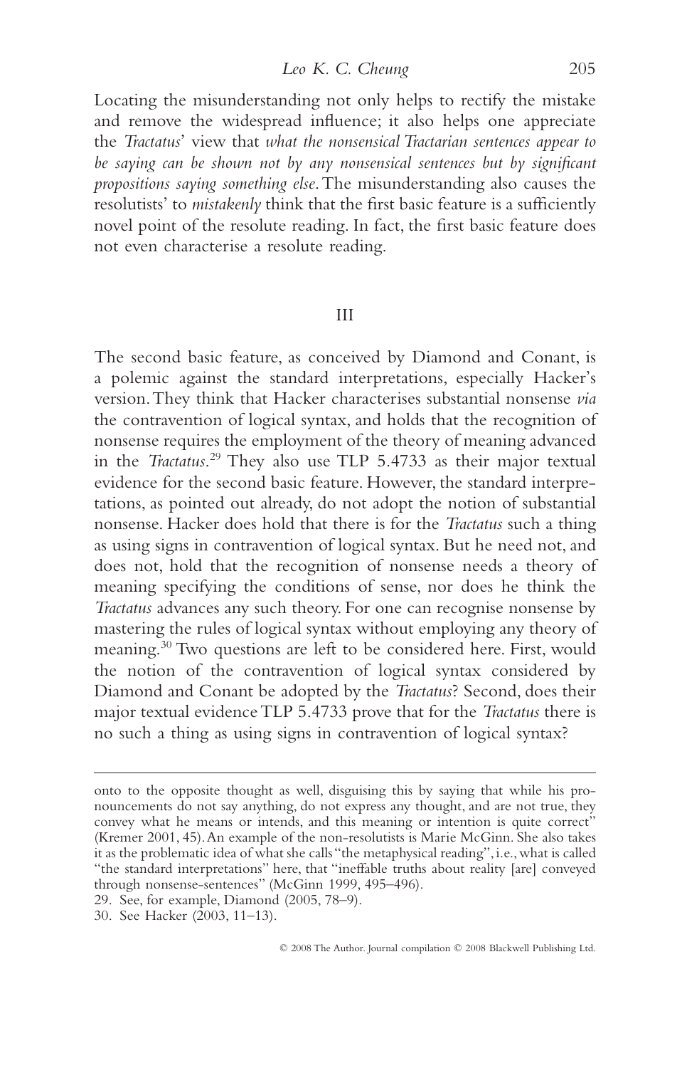Locating the misunderstanding not only helps to rectify the mistake and remove the widespread influence; it also helps one appreciate the *Tractatus*' view that *what the nonsensical Tractarian sentences appear to be saying can be shown not by any nonsensical sentences but by significant propositions saying something else*. The misunderstanding also causes the resolutists' to *mistakenly* think that the first basic feature is a sufficiently novel point of the resolute reading. In fact, the first basic feature does not even characterise a resolute reading.

## III

The second basic feature, as conceived by Diamond and Conant, is a polemic against the standard interpretations, especially Hacker's version. They think that Hacker characterises substantial nonsense *via* the contravention of logical syntax, and holds that the recognition of nonsense requires the employment of the theory of meaning advanced in the *Tractatus*.[29] They also use TLP 5.4733 as their major textual evidence for the second basic feature. However, the standard interpretations, as pointed out already, do not adopt the notion of substantial nonsense. Hacker does hold that there is for the *Tractatus* such a thing as using signs in contravention of logical syntax. But he need not, and does not, hold that the recognition of nonsense needs a theory of meaning specifying the conditions of sense, nor does he think the *Tractatus* advances any such theory. For one can recognise nonsense by mastering the rules of logical syntax without employing any theory of meaning.[30] Two questions are left to be considered here. First, would the notion of the contravention of logical syntax considered by Diamond and Conant be adopted by the *Tractatus*? Second, does their major textual evidence TLP 5.4733 prove that for the *Tractatus* there is no such a thing as using signs in contravention of logical syntax?

---

onto to the opposite thought as well, disguising this by saying that while his pronouncements do not say anything, do not express any thought, and are not true, they convey what he means or intends, and this meaning or intention is quite correct" (Kremer 2001, 45). An example of the non-resolutists is Marie McGinn. She also takes it as the problematic idea of what she calls "the metaphysical reading", i.e., what is called "the standard interpretations" here, that "ineffable truths about reality [are] conveyed through nonsense-sentences" (McGinn 1999, 495–496).

29. See, for example, Diamond (2005, 78–9).

30. See Hacker (2003, 11–13).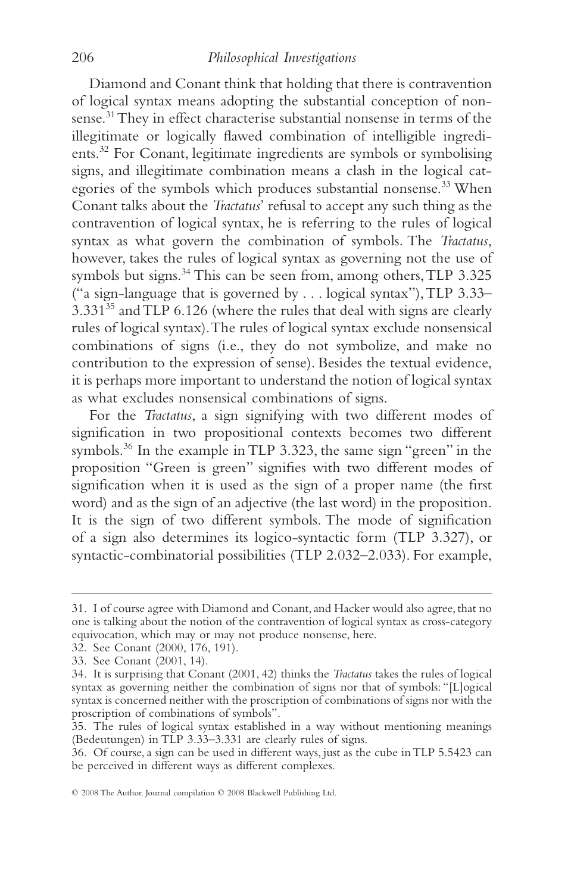Diamond and Conant think that holding that there is contravention of logical syntax means adopting the substantial conception of nonsense.[31] They in effect characterise substantial nonsense in terms of the illegitimate or logically flawed combination of intelligible ingredients.[32] For Conant, legitimate ingredients are symbols or symbolising signs, and illegitimate combination means a clash in the logical categories of the symbols which produces substantial nonsense.[33] When Conant talks about the *Tractatus*' refusal to accept any such thing as the contravention of logical syntax, he is referring to the rules of logical syntax as what govern the combination of symbols. The *Tractatus*, however, takes the rules of logical syntax as governing not the use of symbols but signs.[34] This can be seen from, among others, TLP 3.325 ("a sign-language that is governed by . . . logical syntax"), TLP 3.33–3.331[35] and TLP 6.126 (where the rules that deal with signs are clearly rules of logical syntax). The rules of logical syntax exclude nonsensical combinations of signs (i.e., they do not symbolize, and make no contribution to the expression of sense). Besides the textual evidence, it is perhaps more important to understand the notion of logical syntax as what excludes nonsensical combinations of signs.

For the *Tractatus*, a sign signifying with two different modes of signification in two propositional contexts becomes two different symbols.[36] In the example in TLP 3.323, the same sign "green" in the proposition "Green is green" signifies with two different modes of signification when it is used as the sign of a proper name (the first word) and as the sign of an adjective (the last word) in the proposition. It is the sign of two different symbols. The mode of signification of a sign also determines its logico-syntactic form (TLP 3.327), or syntactic-combinatorial possibilities (TLP 2.032–2.033). For example,

---

31. I of course agree with Diamond and Conant, and Hacker would also agree, that no one is talking about the notion of the contravention of logical syntax as cross-category equivocation, which may or may not produce nonsense, here.

32. See Conant (2000, 176, 191).

33. See Conant (2001, 14).

34. It is surprising that Conant (2001, 42) thinks the *Tractatus* takes the rules of logical syntax as governing neither the combination of signs nor that of symbols: "[L]ogical syntax is concerned neither with the proscription of combinations of signs nor with the proscription of combinations of symbols".

35. The rules of logical syntax established in a way without mentioning meanings (Bedeutungen) in TLP 3.33–3.331 are clearly rules of signs.

36. Of course, a sign can be used in different ways, just as the cube in TLP 5.5423 can be perceived in different ways as different complexes.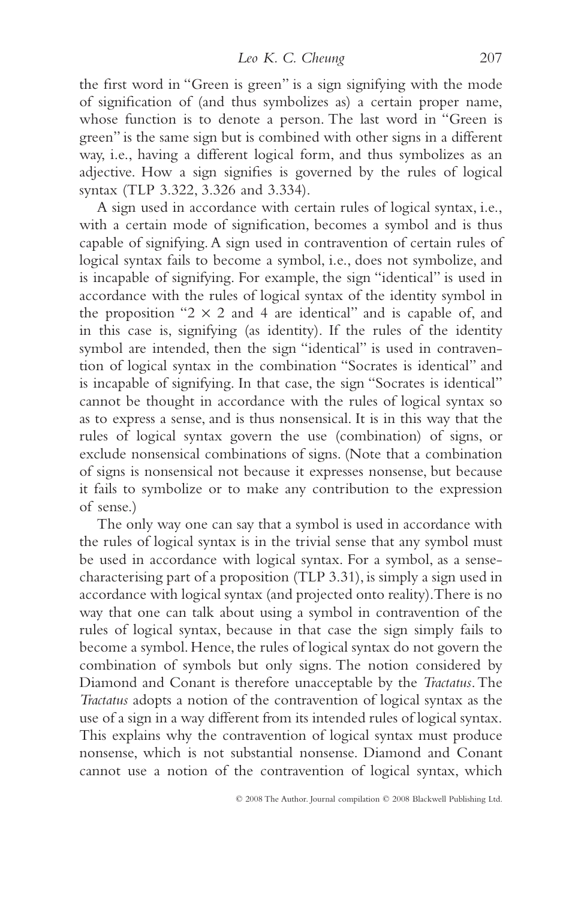the first word in "Green is green" is a sign signifying with the mode of signification of (and thus symbolizes as) a certain proper name, whose function is to denote a person. The last word in "Green is green" is the same sign but is combined with other signs in a different way, i.e., having a different logical form, and thus symbolizes as an adjective. How a sign signifies is governed by the rules of logical syntax (TLP 3.322, 3.326 and 3.334).

A sign used in accordance with certain rules of logical syntax, i.e., with a certain mode of signification, becomes a symbol and is thus capable of signifying. A sign used in contravention of certain rules of logical syntax fails to become a symbol, i.e., does not symbolize, and is incapable of signifying. For example, the sign "identical" is used in accordance with the rules of logical syntax of the identity symbol in the proposition "$2 \times 2$ and 4 are identical" and is capable of, and in this case is, signifying (as identity). If the rules of the identity symbol are intended, then the sign "identical" is used in contravention of logical syntax in the combination "Socrates is identical" and is incapable of signifying. In that case, the sign "Socrates is identical" cannot be thought in accordance with the rules of logical syntax so as to express a sense, and is thus nonsensical. It is in this way that the rules of logical syntax govern the use (combination) of signs, or exclude nonsensical combinations of signs. (Note that a combination of signs is nonsensical not because it expresses nonsense, but because it fails to symbolize or to make any contribution to the expression of sense.)

The only way one can say that a symbol is used in accordance with the rules of logical syntax is in the trivial sense that any symbol must be used in accordance with logical syntax. For a symbol, as a sense-characterising part of a proposition (TLP 3.31), is simply a sign used in accordance with logical syntax (and projected onto reality). There is no way that one can talk about using a symbol in contravention of the rules of logical syntax, because in that case the sign simply fails to become a symbol. Hence, the rules of logical syntax do not govern the combination of symbols but only signs. The notion considered by Diamond and Conant is therefore unacceptable by the *Tractatus*. The *Tractatus* adopts a notion of the contravention of logical syntax as the use of a sign in a way different from its intended rules of logical syntax. This explains why the contravention of logical syntax must produce nonsense, which is not substantial nonsense. Diamond and Conant cannot use a notion of the contravention of logical syntax, which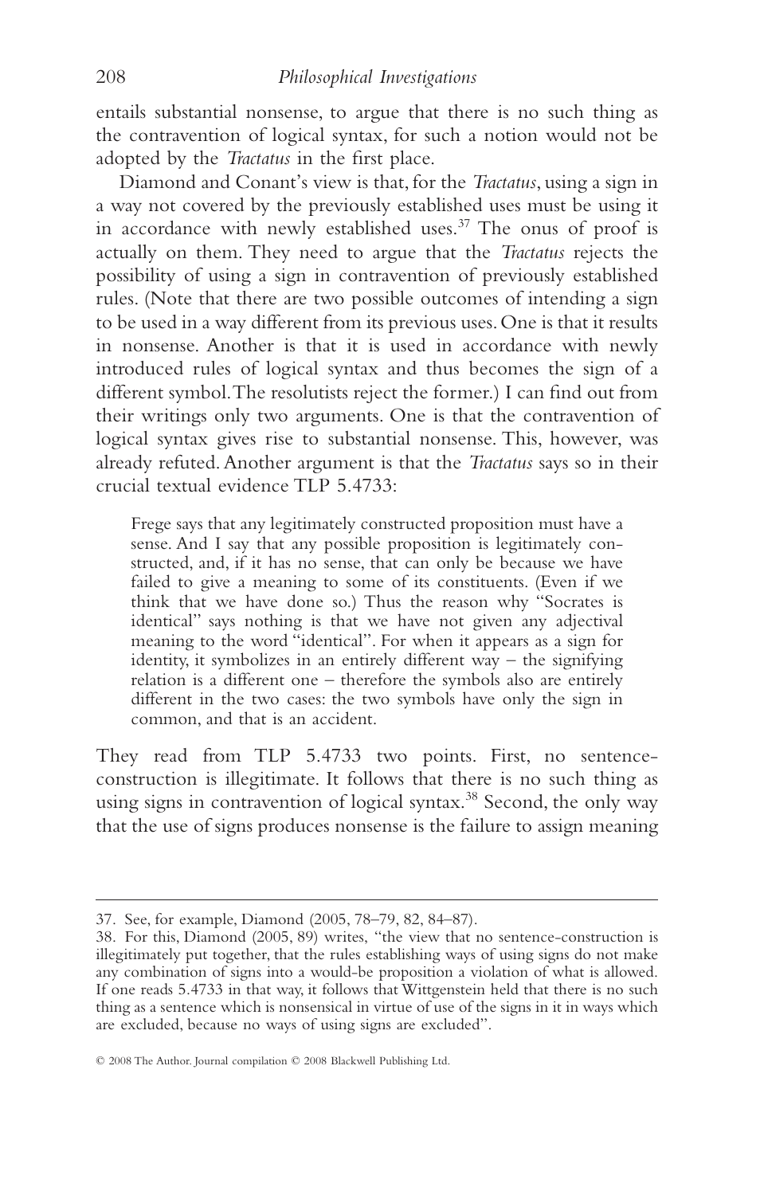entails substantial nonsense, to argue that there is no such thing as the contravention of logical syntax, for such a notion would not be adopted by the *Tractatus* in the first place.

Diamond and Conant's view is that, for the *Tractatus*, using a sign in a way not covered by the previously established uses must be using it in accordance with newly established uses.[37] The onus of proof is actually on them. They need to argue that the *Tractatus* rejects the possibility of using a sign in contravention of previously established rules. (Note that there are two possible outcomes of intending a sign to be used in a way different from its previous uses. One is that it results in nonsense. Another is that it is used in accordance with newly introduced rules of logical syntax and thus becomes the sign of a different symbol. The resolutists reject the former.) I can find out from their writings only two arguments. One is that the contravention of logical syntax gives rise to substantial nonsense. This, however, was already refuted. Another argument is that the *Tractatus* says so in their crucial textual evidence TLP 5.4733:

> Frege says that any legitimately constructed proposition must have a sense. And I say that any possible proposition is legitimately constructed, and, if it has no sense, that can only be because we have failed to give a meaning to some of its constituents. (Even if we think that we have done so.) Thus the reason why "Socrates is identical" says nothing is that we have not given any adjectival meaning to the word "identical". For when it appears as a sign for identity, it symbolizes in an entirely different way – the signifying relation is a different one – therefore the symbols also are entirely different in the two cases: the two symbols have only the sign in common, and that is an accident.

They read from TLP 5.4733 two points. First, no sentence-construction is illegitimate. It follows that there is no such thing as using signs in contravention of logical syntax.[38] Second, the only way that the use of signs produces nonsense is the failure to assign meaning

---

37. See, for example, Diamond (2005, 78–79, 82, 84–87).

38. For this, Diamond (2005, 89) writes, "the view that no sentence-construction is illegitimately put together, that the rules establishing ways of using signs do not make any combination of signs into a would-be proposition a violation of what is allowed. If one reads 5.4733 in that way, it follows that Wittgenstein held that there is no such thing as a sentence which is nonsensical in virtue of use of the signs in it in ways which are excluded, because no ways of using signs are excluded".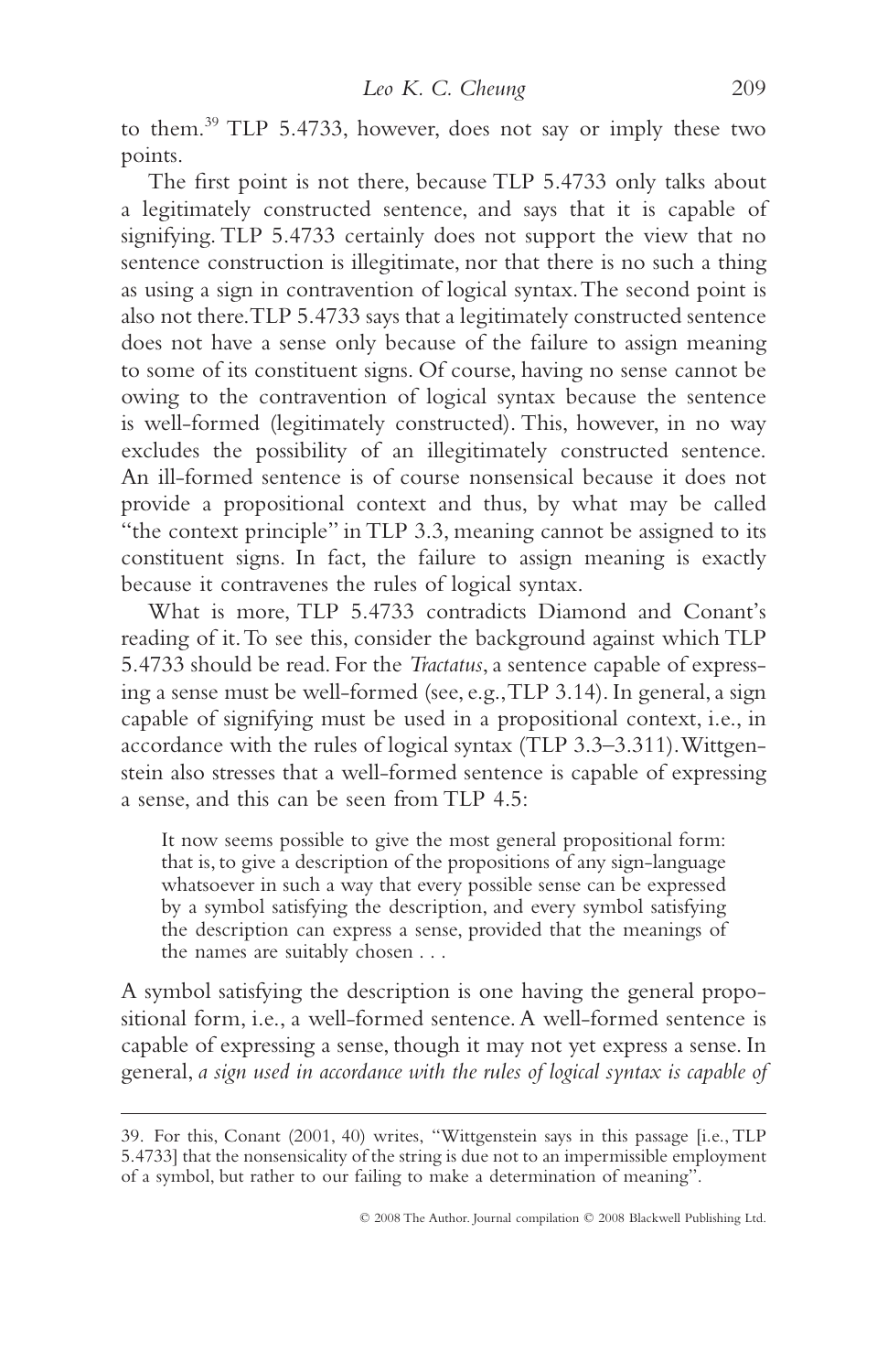to them.[39] TLP 5.4733, however, does not say or imply these two points.

The first point is not there, because TLP 5.4733 only talks about a legitimately constructed sentence, and says that it is capable of signifying. TLP 5.4733 certainly does not support the view that no sentence construction is illegitimate, nor that there is no such a thing as using a sign in contravention of logical syntax. The second point is also not there. TLP 5.4733 says that a legitimately constructed sentence does not have a sense only because of the failure to assign meaning to some of its constituent signs. Of course, having no sense cannot be owing to the contravention of logical syntax because the sentence is well-formed (legitimately constructed). This, however, in no way excludes the possibility of an illegitimately constructed sentence. An ill-formed sentence is of course nonsensical because it does not provide a propositional context and thus, by what may be called "the context principle" in TLP 3.3, meaning cannot be assigned to its constituent signs. In fact, the failure to assign meaning is exactly because it contravenes the rules of logical syntax.

What is more, TLP 5.4733 contradicts Diamond and Conant's reading of it. To see this, consider the background against which TLP 5.4733 should be read. For the *Tractatus*, a sentence capable of expressing a sense must be well-formed (see, e.g., TLP 3.14). In general, a sign capable of signifying must be used in a propositional context, i.e., in accordance with the rules of logical syntax (TLP 3.3–3.311). Wittgenstein also stresses that a well-formed sentence is capable of expressing a sense, and this can be seen from TLP 4.5:

> It now seems possible to give the most general propositional form: that is, to give a description of the propositions of any sign-language whatsoever in such a way that every possible sense can be expressed by a symbol satisfying the description, and every symbol satisfying the description can express a sense, provided that the meanings of the names are suitably chosen . . .

A symbol satisfying the description is one having the general propositional form, i.e., a well-formed sentence. A well-formed sentence is capable of expressing a sense, though it may not yet express a sense. In general, *a sign used in accordance with the rules of logical syntax is capable of*

---

39. For this, Conant (2001, 40) writes, "Wittgenstein says in this passage [i.e., TLP 5.4733] that the nonsensicality of the string is due not to an impermissible employment of a symbol, but rather to our failing to make a determination of meaning".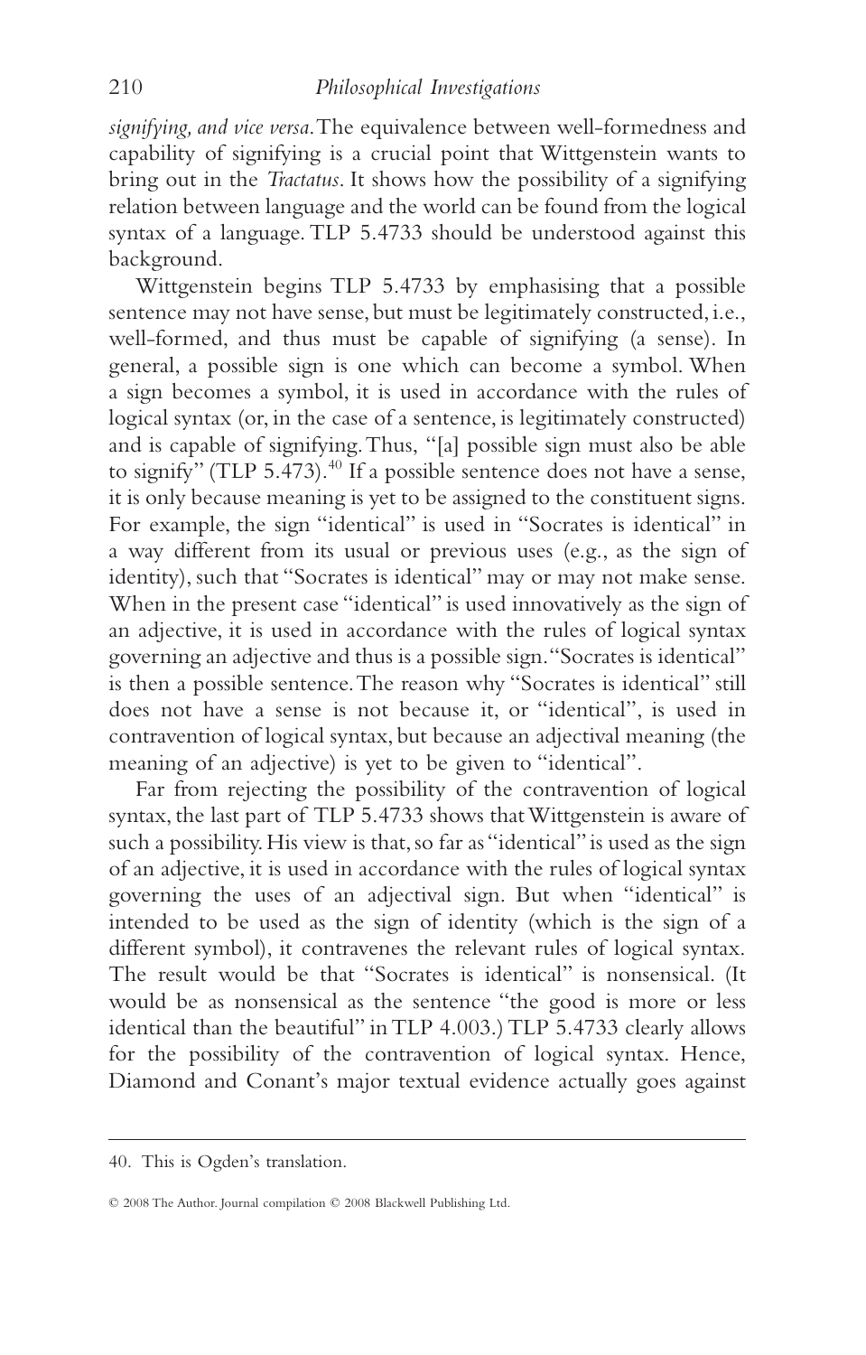*signifying, and vice versa*. The equivalence between well-formedness and capability of signifying is a crucial point that Wittgenstein wants to bring out in the *Tractatus*. It shows how the possibility of a signifying relation between language and the world can be found from the logical syntax of a language. TLP 5.4733 should be understood against this background.

Wittgenstein begins TLP 5.4733 by emphasising that a possible sentence may not have sense, but must be legitimately constructed, i.e., well-formed, and thus must be capable of signifying (a sense). In general, a possible sign is one which can become a symbol. When a sign becomes a symbol, it is used in accordance with the rules of logical syntax (or, in the case of a sentence, is legitimately constructed) and is capable of signifying. Thus, "[a] possible sign must also be able to signify" (TLP 5.473).[40] If a possible sentence does not have a sense, it is only because meaning is yet to be assigned to the constituent signs. For example, the sign "identical" is used in "Socrates is identical" in a way different from its usual or previous uses (e.g., as the sign of identity), such that "Socrates is identical" may or may not make sense. When in the present case "identical" is used innovatively as the sign of an adjective, it is used in accordance with the rules of logical syntax governing an adjective and thus is a possible sign. "Socrates is identical" is then a possible sentence. The reason why "Socrates is identical" still does not have a sense is not because it, or "identical", is used in contravention of logical syntax, but because an adjectival meaning (the meaning of an adjective) is yet to be given to "identical".

Far from rejecting the possibility of the contravention of logical syntax, the last part of TLP 5.4733 shows that Wittgenstein is aware of such a possibility. His view is that, so far as "identical" is used as the sign of an adjective, it is used in accordance with the rules of logical syntax governing the uses of an adjectival sign. But when "identical" is intended to be used as the sign of identity (which is the sign of a different symbol), it contravenes the relevant rules of logical syntax. The result would be that "Socrates is identical" is nonsensical. (It would be as nonsensical as the sentence "the good is more or less identical than the beautiful" in TLP 4.003.) TLP 5.4733 clearly allows for the possibility of the contravention of logical syntax. Hence, Diamond and Conant's major textual evidence actually goes against

---

40. This is Ogden's translation.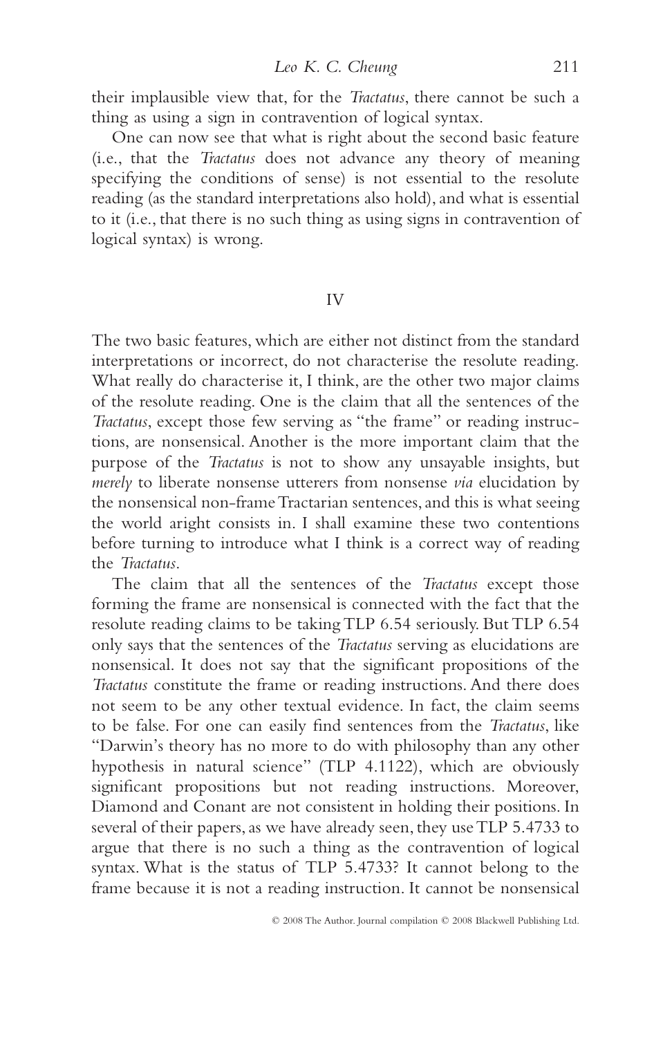their implausible view that, for the *Tractatus*, there cannot be such a thing as using a sign in contravention of logical syntax.

One can now see that what is right about the second basic feature (i.e., that the *Tractatus* does not advance any theory of meaning specifying the conditions of sense) is not essential to the resolute reading (as the standard interpretations also hold), and what is essential to it (i.e., that there is no such thing as using signs in contravention of logical syntax) is wrong.

## IV

The two basic features, which are either not distinct from the standard interpretations or incorrect, do not characterise the resolute reading. What really do characterise it, I think, are the other two major claims of the resolute reading. One is the claim that all the sentences of the *Tractatus*, except those few serving as "the frame" or reading instructions, are nonsensical. Another is the more important claim that the purpose of the *Tractatus* is not to show any unsayable insights, but *merely* to liberate nonsense utterers from nonsense *via* elucidation by the nonsensical non-frame Tractarian sentences, and this is what seeing the world aright consists in. I shall examine these two contentions before turning to introduce what I think is a correct way of reading the *Tractatus*.

The claim that all the sentences of the *Tractatus* except those forming the frame are nonsensical is connected with the fact that the resolute reading claims to be taking TLP 6.54 seriously. But TLP 6.54 only says that the sentences of the *Tractatus* serving as elucidations are nonsensical. It does not say that the significant propositions of the *Tractatus* constitute the frame or reading instructions. And there does not seem to be any other textual evidence. In fact, the claim seems to be false. For one can easily find sentences from the *Tractatus*, like "Darwin's theory has no more to do with philosophy than any other hypothesis in natural science" (TLP 4.1122), which are obviously significant propositions but not reading instructions. Moreover, Diamond and Conant are not consistent in holding their positions. In several of their papers, as we have already seen, they use TLP 5.4733 to argue that there is no such a thing as the contravention of logical syntax. What is the status of TLP 5.4733? It cannot belong to the frame because it is not a reading instruction. It cannot be nonsensical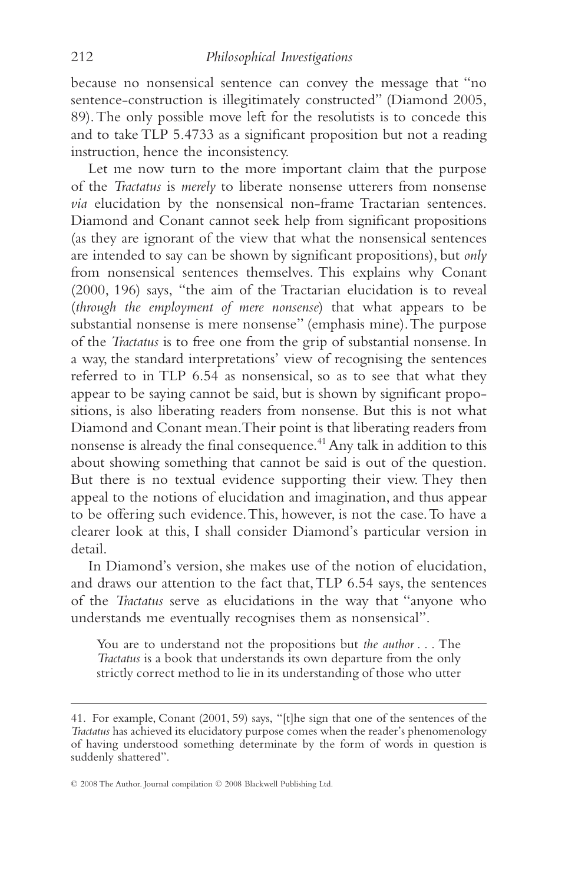because no nonsensical sentence can convey the message that "no sentence-construction is illegitimately constructed" (Diamond 2005, 89). The only possible move left for the resolutists is to concede this and to take TLP 5.4733 as a significant proposition but not a reading instruction, hence the inconsistency.

Let me now turn to the more important claim that the purpose of the *Tractatus* is *merely* to liberate nonsense utterers from nonsense *via* elucidation by the nonsensical non-frame Tractarian sentences. Diamond and Conant cannot seek help from significant propositions (as they are ignorant of the view that what the nonsensical sentences are intended to say can be shown by significant propositions), but *only* from nonsensical sentences themselves. This explains why Conant (2000, 196) says, "the aim of the Tractarian elucidation is to reveal (*through the employment of mere nonsense*) that what appears to be substantial nonsense is mere nonsense" (emphasis mine). The purpose of the *Tractatus* is to free one from the grip of substantial nonsense. In a way, the standard interpretations' view of recognising the sentences referred to in TLP 6.54 as nonsensical, so as to see that what they appear to be saying cannot be said, but is shown by significant propositions, is also liberating readers from nonsense. But this is not what Diamond and Conant mean. Their point is that liberating readers from nonsense is already the final consequence.[41] Any talk in addition to this about showing something that cannot be said is out of the question. But there is no textual evidence supporting their view. They then appeal to the notions of elucidation and imagination, and thus appear to be offering such evidence. This, however, is not the case. To have a clearer look at this, I shall consider Diamond's particular version in detail.

In Diamond's version, she makes use of the notion of elucidation, and draws our attention to the fact that, TLP 6.54 says, the sentences of the *Tractatus* serve as elucidations in the way that "anyone who understands me eventually recognises them as nonsensical".

> You are to understand not the propositions but *the author* . . . The *Tractatus* is a book that understands its own departure from the only strictly correct method to lie in its understanding of those who utter

41. For example, Conant (2001, 59) says, "[t]he sign that one of the sentences of the *Tractatus* has achieved its elucidatory purpose comes when the reader's phenomenology of having understood something determinate by the form of words in question is suddenly shattered".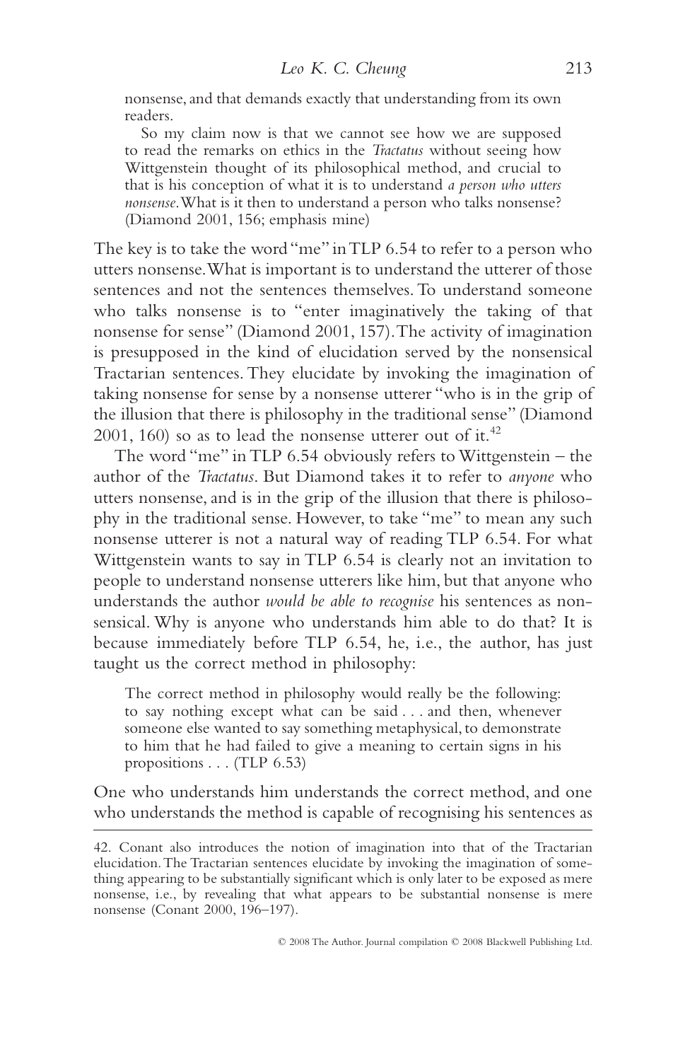> nonsense, and that demands exactly that understanding from its own readers.
>
> So my claim now is that we cannot see how we are supposed to read the remarks on ethics in the *Tractatus* without seeing how Wittgenstein thought of its philosophical method, and crucial to that is his conception of what it is to understand *a person who utters nonsense*. What is it then to understand a person who talks nonsense? (Diamond 2001, 156; emphasis mine)

The key is to take the word "me" in TLP 6.54 to refer to a person who utters nonsense. What is important is to understand the utterer of those sentences and not the sentences themselves. To understand someone who talks nonsense is to "enter imaginatively the taking of that nonsense for sense" (Diamond 2001, 157). The activity of imagination is presupposed in the kind of elucidation served by the nonsensical Tractarian sentences. They elucidate by invoking the imagination of taking nonsense for sense by a nonsense utterer "who is in the grip of the illusion that there is philosophy in the traditional sense" (Diamond 2001, 160) so as to lead the nonsense utterer out of it.[42]

The word "me" in TLP 6.54 obviously refers to Wittgenstein – the author of the *Tractatus*. But Diamond takes it to refer to *anyone* who utters nonsense, and is in the grip of the illusion that there is philosophy in the traditional sense. However, to take "me" to mean any such nonsense utterer is not a natural way of reading TLP 6.54. For what Wittgenstein wants to say in TLP 6.54 is clearly not an invitation to people to understand nonsense utterers like him, but that anyone who understands the author *would be able to recognise* his sentences as nonsensical. Why is anyone who understands him able to do that? It is because immediately before TLP 6.54, he, i.e., the author, has just taught us the correct method in philosophy:

> The correct method in philosophy would really be the following: to say nothing except what can be said . . . and then, whenever someone else wanted to say something metaphysical, to demonstrate to him that he had failed to give a meaning to certain signs in his propositions . . . (TLP 6.53)

One who understands him understands the correct method, and one who understands the method is capable of recognising his sentences as

---

42. Conant also introduces the notion of imagination into that of the Tractarian elucidation. The Tractarian sentences elucidate by invoking the imagination of something appearing to be substantially significant which is only later to be exposed as mere nonsense, i.e., by revealing that what appears to be substantial nonsense is mere nonsense (Conant 2000, 196–197).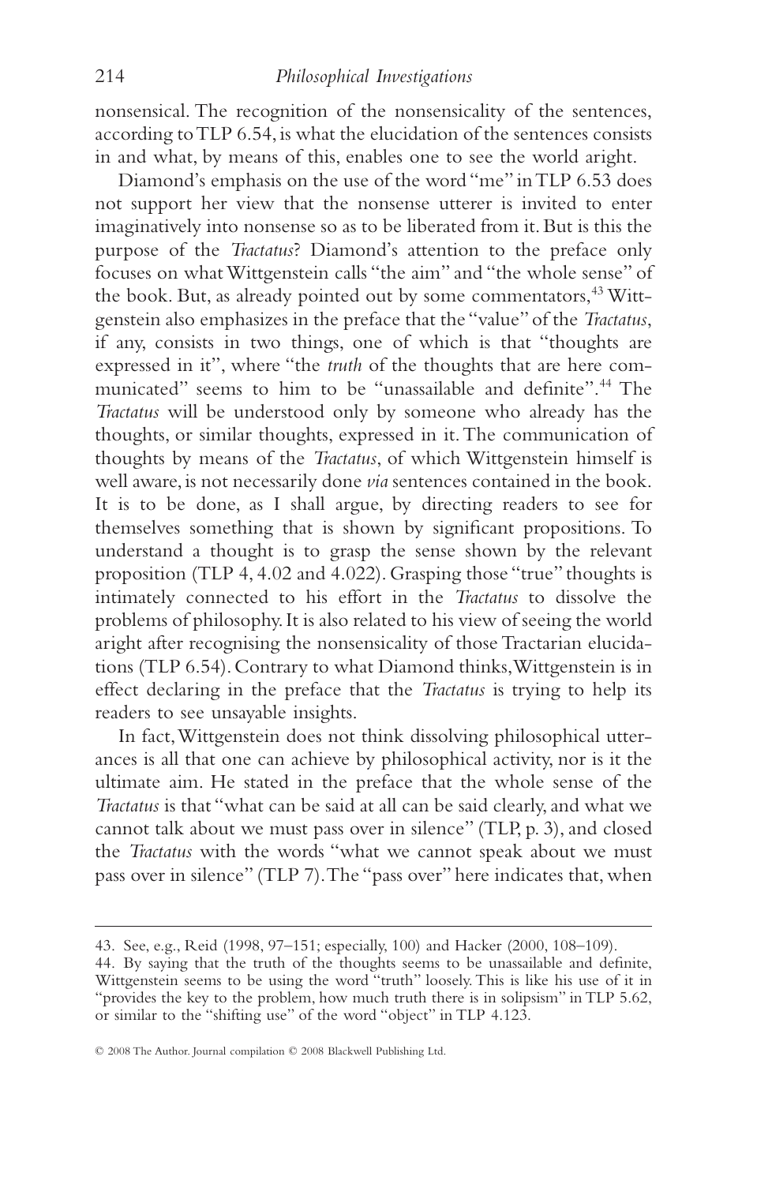nonsensical. The recognition of the nonsensicality of the sentences, according to TLP 6.54, is what the elucidation of the sentences consists in and what, by means of this, enables one to see the world aright.

Diamond's emphasis on the use of the word "me" in TLP 6.53 does not support her view that the nonsense utterer is invited to enter imaginatively into nonsense so as to be liberated from it. But is this the purpose of the *Tractatus*? Diamond's attention to the preface only focuses on what Wittgenstein calls "the aim" and "the whole sense" of the book. But, as already pointed out by some commentators,[43] Wittgenstein also emphasizes in the preface that the "value" of the *Tractatus*, if any, consists in two things, one of which is that "thoughts are expressed in it", where "the *truth* of the thoughts that are here communicated" seems to him to be "unassailable and definite".[44] The *Tractatus* will be understood only by someone who already has the thoughts, or similar thoughts, expressed in it. The communication of thoughts by means of the *Tractatus*, of which Wittgenstein himself is well aware, is not necessarily done *via* sentences contained in the book. It is to be done, as I shall argue, by directing readers to see for themselves something that is shown by significant propositions. To understand a thought is to grasp the sense shown by the relevant proposition (TLP 4, 4.02 and 4.022). Grasping those "true" thoughts is intimately connected to his effort in the *Tractatus* to dissolve the problems of philosophy. It is also related to his view of seeing the world aright after recognising the nonsensicality of those Tractarian elucidations (TLP 6.54). Contrary to what Diamond thinks, Wittgenstein is in effect declaring in the preface that the *Tractatus* is trying to help its readers to see unsayable insights.

In fact, Wittgenstein does not think dissolving philosophical utterances is all that one can achieve by philosophical activity, nor is it the ultimate aim. He stated in the preface that the whole sense of the *Tractatus* is that "what can be said at all can be said clearly, and what we cannot talk about we must pass over in silence" (TLP, p. 3), and closed the *Tractatus* with the words "what we cannot speak about we must pass over in silence" (TLP 7). The "pass over" here indicates that, when

---

43. See, e.g., Reid (1998, 97–151; especially, 100) and Hacker (2000, 108–109).

44. By saying that the truth of the thoughts seems to be unassailable and definite, Wittgenstein seems to be using the word "truth" loosely. This is like his use of it in "provides the key to the problem, how much truth there is in solipsism" in TLP 5.62, or similar to the "shifting use" of the word "object" in TLP 4.123.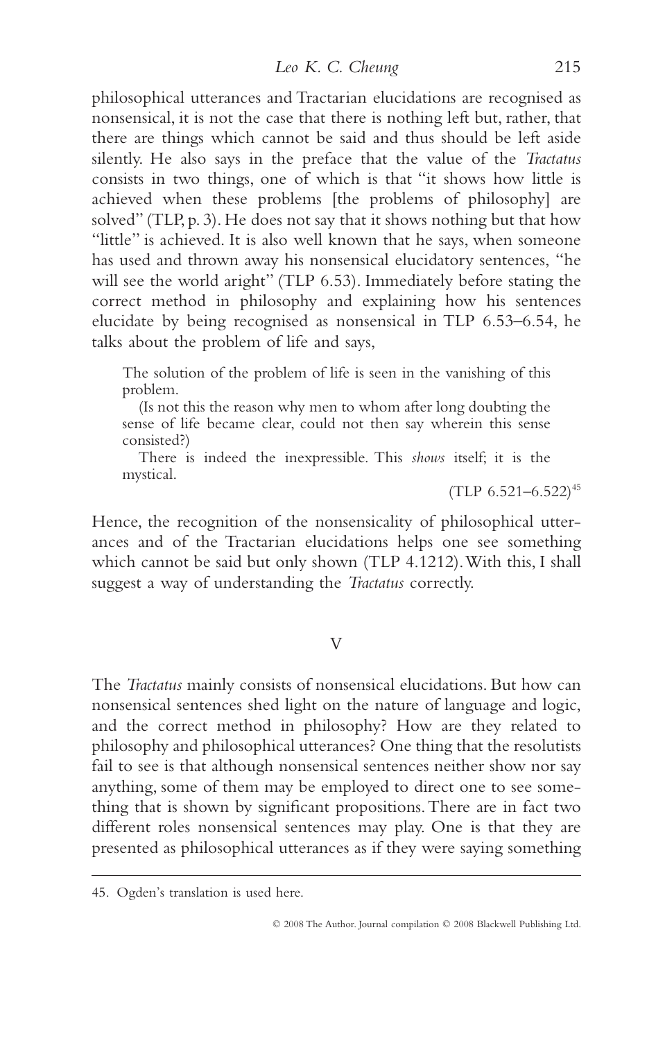philosophical utterances and Tractarian elucidations are recognised as nonsensical, it is not the case that there is nothing left but, rather, that there are things which cannot be said and thus should be left aside silently. He also says in the preface that the value of the *Tractatus* consists in two things, one of which is that "it shows how little is achieved when these problems [the problems of philosophy] are solved" (TLP, p. 3). He does not say that it shows nothing but that how "little" is achieved. It is also well known that he says, when someone has used and thrown away his nonsensical elucidatory sentences, "he will see the world aright" (TLP 6.53). Immediately before stating the correct method in philosophy and explaining how his sentences elucidate by being recognised as nonsensical in TLP 6.53–6.54, he talks about the problem of life and says,

> The solution of the problem of life is seen in the vanishing of this problem.
>
> (Is not this the reason why men to whom after long doubting the sense of life became clear, could not then say wherein this sense consisted?)
>
> There is indeed the inexpressible. This *shows* itself; it is the mystical.
>
> (TLP 6.521–6.522)[45]

Hence, the recognition of the nonsensicality of philosophical utterances and of the Tractarian elucidations helps one see something which cannot be said but only shown (TLP 4.1212). With this, I shall suggest a way of understanding the *Tractatus* correctly.

## V

The *Tractatus* mainly consists of nonsensical elucidations. But how can nonsensical sentences shed light on the nature of language and logic, and the correct method in philosophy? How are they related to philosophy and philosophical utterances? One thing that the resolutists fail to see is that although nonsensical sentences neither show nor say anything, some of them may be employed to direct one to see something that is shown by significant propositions. There are in fact two different roles nonsensical sentences may play. One is that they are presented as philosophical utterances as if they were saying something

45. Ogden's translation is used here.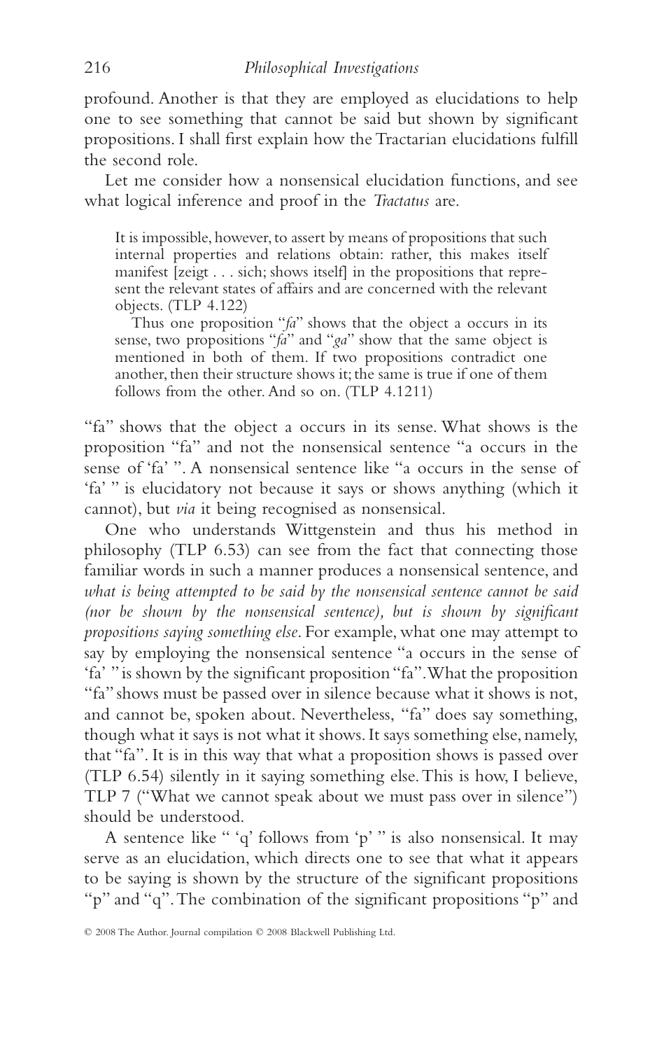profound. Another is that they are employed as elucidations to help one to see something that cannot be said but shown by significant propositions. I shall first explain how the Tractarian elucidations fulfill the second role.

Let me consider how a nonsensical elucidation functions, and see what logical inference and proof in the *Tractatus* are.

> It is impossible, however, to assert by means of propositions that such internal properties and relations obtain: rather, this makes itself manifest [zeigt . . . sich; shows itself] in the propositions that represent the relevant states of affairs and are concerned with the relevant objects. (TLP 4.122)
>
> Thus one proposition "*fa*" shows that the object a occurs in its sense, two propositions "*fa*" and "*ga*" show that the same object is mentioned in both of them. If two propositions contradict one another, then their structure shows it; the same is true if one of them follows from the other. And so on. (TLP 4.1211)

"fa" shows that the object a occurs in its sense. What shows is the proposition "fa" and not the nonsensical sentence "a occurs in the sense of 'fa' ". A nonsensical sentence like "a occurs in the sense of 'fa' " is elucidatory not because it says or shows anything (which it cannot), but *via* it being recognised as nonsensical.

One who understands Wittgenstein and thus his method in philosophy (TLP 6.53) can see from the fact that connecting those familiar words in such a manner produces a nonsensical sentence, and *what is being attempted to be said by the nonsensical sentence cannot be said (nor be shown by the nonsensical sentence), but is shown by significant propositions saying something else*. For example, what one may attempt to say by employing the nonsensical sentence "a occurs in the sense of 'fa' " is shown by the significant proposition "fa". What the proposition "fa" shows must be passed over in silence because what it shows is not, and cannot be, spoken about. Nevertheless, "fa" does say something, though what it says is not what it shows. It says something else, namely, that "fa". It is in this way that what a proposition shows is passed over (TLP 6.54) silently in it saying something else. This is how, I believe, TLP 7 ("What we cannot speak about we must pass over in silence") should be understood.

A sentence like " 'q' follows from 'p' " is also nonsensical. It may serve as an elucidation, which directs one to see that what it appears to be saying is shown by the structure of the significant propositions "p" and "q". The combination of the significant propositions "p" and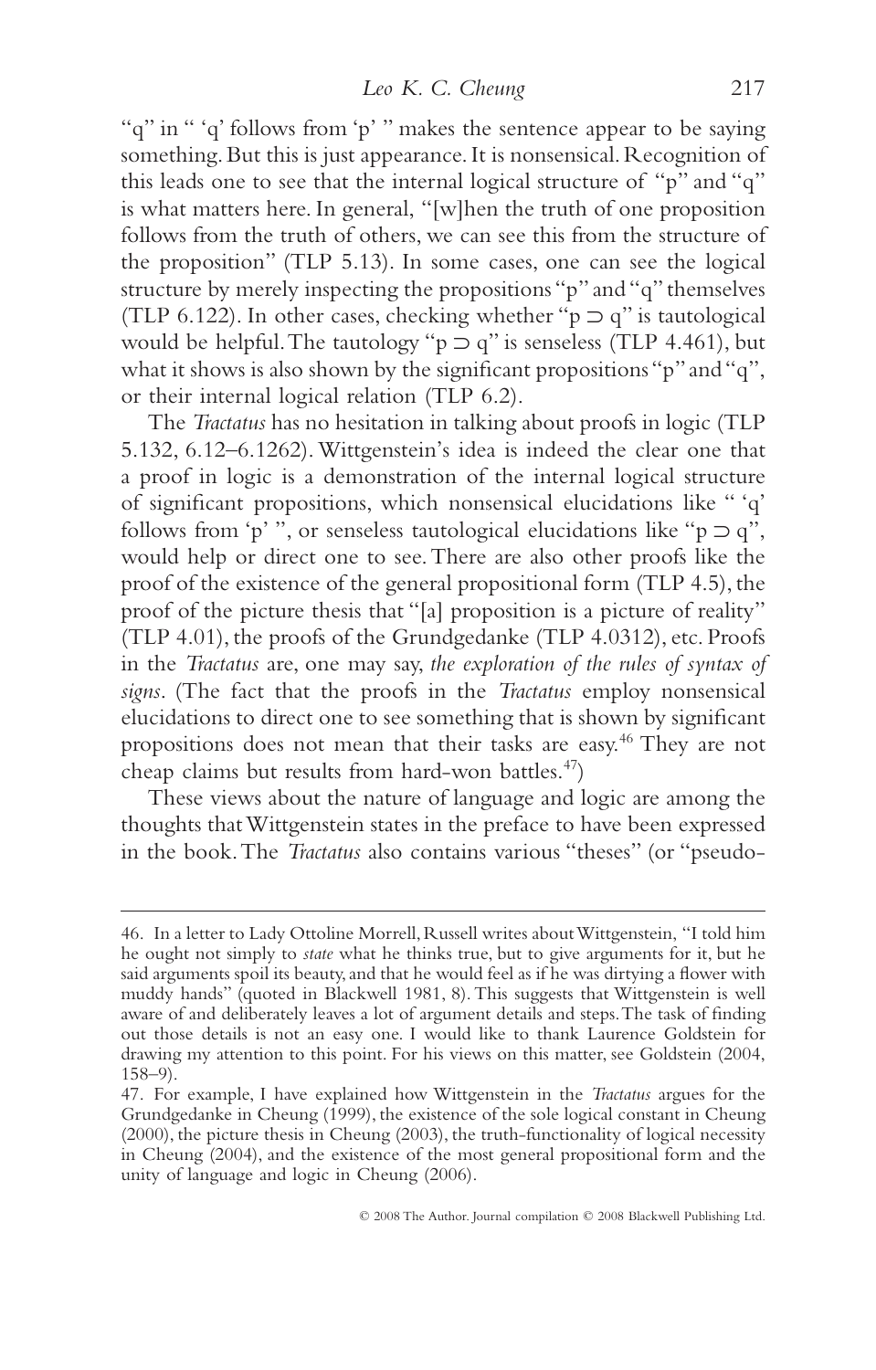"q" in " 'q' follows from 'p' " makes the sentence appear to be saying something. But this is just appearance. It is nonsensical. Recognition of this leads one to see that the internal logical structure of "p" and "q" is what matters here. In general, "[w]hen the truth of one proposition follows from the truth of others, we can see this from the structure of the proposition" (TLP 5.13). In some cases, one can see the logical structure by merely inspecting the propositions "p" and "q" themselves (TLP 6.122). In other cases, checking whether "p ⊃ q" is tautological would be helpful. The tautology "p ⊃ q" is senseless (TLP 4.461), but what it shows is also shown by the significant propositions "p" and "q", or their internal logical relation (TLP 6.2).

The *Tractatus* has no hesitation in talking about proofs in logic (TLP 5.132, 6.12–6.1262). Wittgenstein's idea is indeed the clear one that a proof in logic is a demonstration of the internal logical structure of significant propositions, which nonsensical elucidations like " 'q' follows from 'p' ", or senseless tautological elucidations like "p ⊃ q", would help or direct one to see. There are also other proofs like the proof of the existence of the general propositional form (TLP 4.5), the proof of the picture thesis that "[a] proposition is a picture of reality" (TLP 4.01), the proofs of the Grundgedanke (TLP 4.0312), etc. Proofs in the *Tractatus* are, one may say, *the exploration of the rules of syntax of signs*. (The fact that the proofs in the *Tractatus* employ nonsensical elucidations to direct one to see something that is shown by significant propositions does not mean that their tasks are easy.[46] They are not cheap claims but results from hard-won battles.[47])

These views about the nature of language and logic are among the thoughts that Wittgenstein states in the preface to have been expressed in the book. The *Tractatus* also contains various "theses" (or "pseudo-

---

46. In a letter to Lady Ottoline Morrell, Russell writes about Wittgenstein, "I told him he ought not simply to *state* what he thinks true, but to give arguments for it, but he said arguments spoil its beauty, and that he would feel as if he was dirtying a flower with muddy hands" (quoted in Blackwell 1981, 8). This suggests that Wittgenstein is well aware of and deliberately leaves a lot of argument details and steps. The task of finding out those details is not an easy one. I would like to thank Laurence Goldstein for drawing my attention to this point. For his views on this matter, see Goldstein (2004, 158–9).

47. For example, I have explained how Wittgenstein in the *Tractatus* argues for the Grundgedanke in Cheung (1999), the existence of the sole logical constant in Cheung (2000), the picture thesis in Cheung (2003), the truth-functionality of logical necessity in Cheung (2004), and the existence of the most general propositional form and the unity of language and logic in Cheung (2006).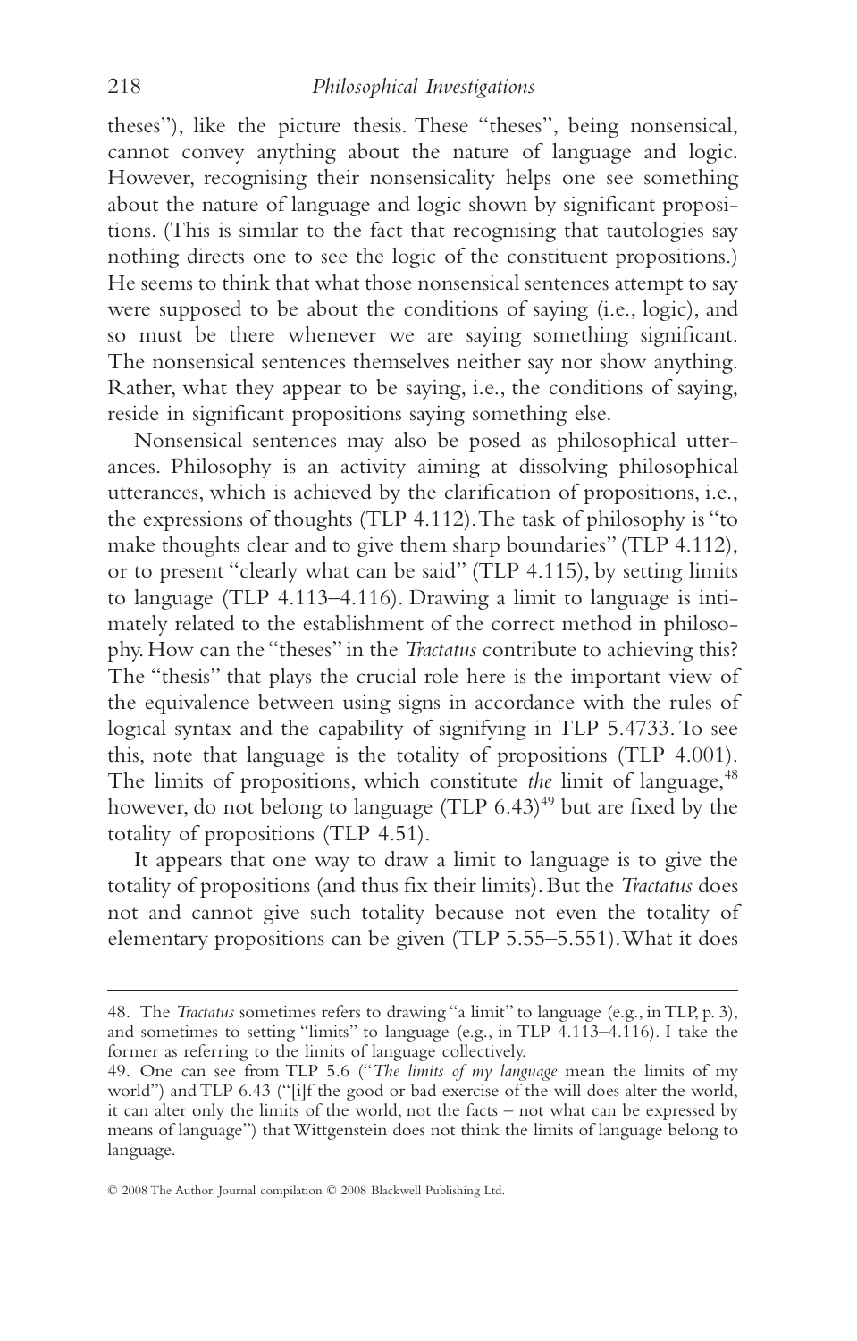theses"), like the picture thesis. These "theses", being nonsensical, cannot convey anything about the nature of language and logic. However, recognising their nonsensicality helps one see something about the nature of language and logic shown by significant propositions. (This is similar to the fact that recognising that tautologies say nothing directs one to see the logic of the constituent propositions.) He seems to think that what those nonsensical sentences attempt to say were supposed to be about the conditions of saying (i.e., logic), and so must be there whenever we are saying something significant. The nonsensical sentences themselves neither say nor show anything. Rather, what they appear to be saying, i.e., the conditions of saying, reside in significant propositions saying something else.

Nonsensical sentences may also be posed as philosophical utterances. Philosophy is an activity aiming at dissolving philosophical utterances, which is achieved by the clarification of propositions, i.e., the expressions of thoughts (TLP 4.112). The task of philosophy is "to make thoughts clear and to give them sharp boundaries" (TLP 4.112), or to present "clearly what can be said" (TLP 4.115), by setting limits to language (TLP 4.113–4.116). Drawing a limit to language is intimately related to the establishment of the correct method in philosophy. How can the "theses" in the *Tractatus* contribute to achieving this? The "thesis" that plays the crucial role here is the important view of the equivalence between using signs in accordance with the rules of logical syntax and the capability of signifying in TLP 5.4733. To see this, note that language is the totality of propositions (TLP 4.001). The limits of propositions, which constitute *the* limit of language,[48] however, do not belong to language (TLP 6.43)[49] but are fixed by the totality of propositions (TLP 4.51).

It appears that one way to draw a limit to language is to give the totality of propositions (and thus fix their limits). But the *Tractatus* does not and cannot give such totality because not even the totality of elementary propositions can be given (TLP 5.55–5.551). What it does

---

48. The *Tractatus* sometimes refers to drawing "a limit" to language (e.g., in TLP, p. 3), and sometimes to setting "limits" to language (e.g., in TLP 4.113–4.116). I take the former as referring to the limits of language collectively.

49. One can see from TLP 5.6 ("*The limits of my language* mean the limits of my world") and TLP 6.43 ("[i]f the good or bad exercise of the will does alter the world, it can alter only the limits of the world, not the facts – not what can be expressed by means of language") that Wittgenstein does not think the limits of language belong to language.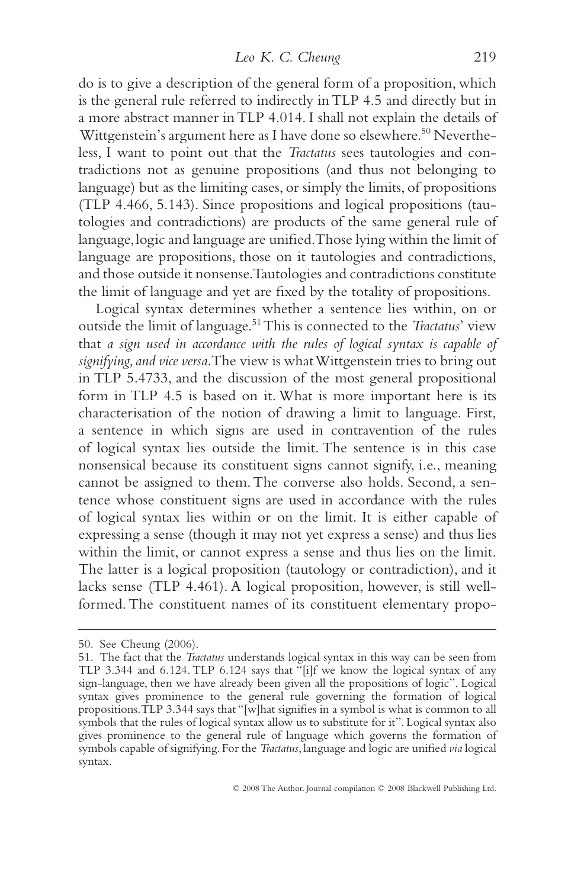do is to give a description of the general form of a proposition, which is the general rule referred to indirectly in TLP 4.5 and directly but in a more abstract manner in TLP 4.014. I shall not explain the details of Wittgenstein's argument here as I have done so elsewhere.[50] Nevertheless, I want to point out that the *Tractatus* sees tautologies and contradictions not as genuine propositions (and thus not belonging to language) but as the limiting cases, or simply the limits, of propositions (TLP 4.466, 5.143). Since propositions and logical propositions (tautologies and contradictions) are products of the same general rule of language, logic and language are unified. Those lying within the limit of language are propositions, those on it tautologies and contradictions, and those outside it nonsense. Tautologies and contradictions constitute the limit of language and yet are fixed by the totality of propositions.

Logical syntax determines whether a sentence lies within, on or outside the limit of language.[51] This is connected to the *Tractatus*' view that *a sign used in accordance with the rules of logical syntax is capable of signifying, and vice versa*. The view is what Wittgenstein tries to bring out in TLP 5.4733, and the discussion of the most general propositional form in TLP 4.5 is based on it. What is more important here is its characterisation of the notion of drawing a limit to language. First, a sentence in which signs are used in contravention of the rules of logical syntax lies outside the limit. The sentence is in this case nonsensical because its constituent signs cannot signify, i.e., meaning cannot be assigned to them. The converse also holds. Second, a sentence whose constituent signs are used in accordance with the rules of logical syntax lies within or on the limit. It is either capable of expressing a sense (though it may not yet express a sense) and thus lies within the limit, or cannot express a sense and thus lies on the limit. The latter is a logical proposition (tautology or contradiction), and it lacks sense (TLP 4.461). A logical proposition, however, is still well-formed. The constituent names of its constituent elementary propo-

---

50. See Cheung (2006).

51. The fact that the *Tractatus* understands logical syntax in this way can be seen from TLP 3.344 and 6.124. TLP 6.124 says that "[i]f we know the logical syntax of any sign-language, then we have already been given all the propositions of logic". Logical syntax gives prominence to the general rule governing the formation of logical propositions. TLP 3.344 says that "[w]hat signifies in a symbol is what is common to all symbols that the rules of logical syntax allow us to substitute for it". Logical syntax also gives prominence to the general rule of language which governs the formation of symbols capable of signifying. For the *Tractatus*, language and logic are unified *via* logical syntax.

© 2008 The Author. Journal compilation © 2008 Blackwell Publishing Ltd.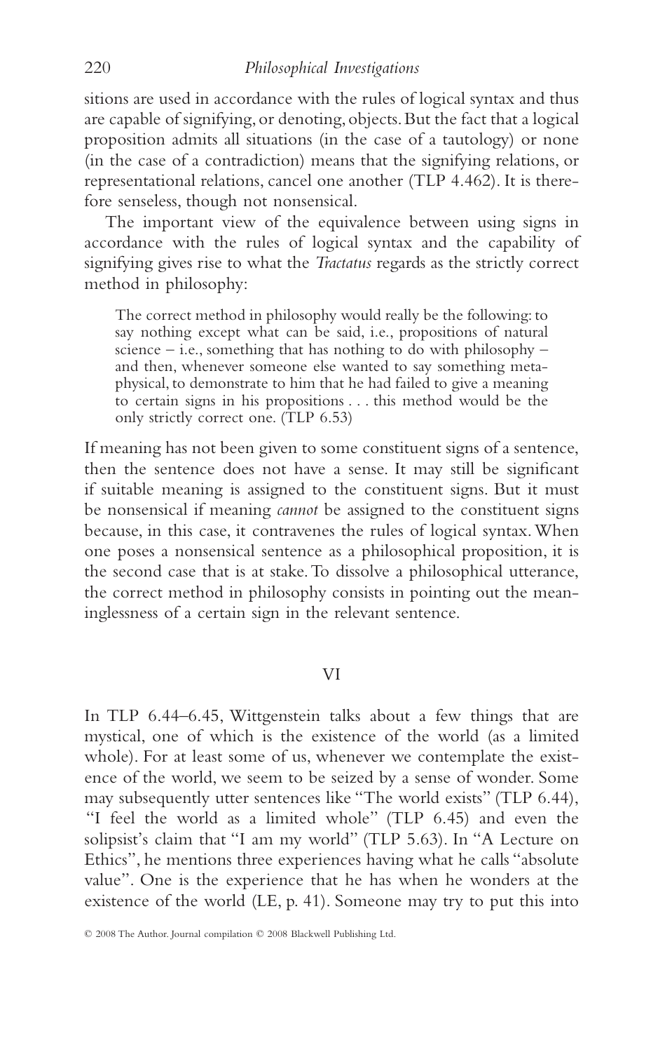sitions are used in accordance with the rules of logical syntax and thus are capable of signifying, or denoting, objects. But the fact that a logical proposition admits all situations (in the case of a tautology) or none (in the case of a contradiction) means that the signifying relations, or representational relations, cancel one another (TLP 4.462). It is therefore senseless, though not nonsensical.

The important view of the equivalence between using signs in accordance with the rules of logical syntax and the capability of signifying gives rise to what the *Tractatus* regards as the strictly correct method in philosophy:

> The correct method in philosophy would really be the following: to say nothing except what can be said, i.e., propositions of natural science – i.e., something that has nothing to do with philosophy – and then, whenever someone else wanted to say something metaphysical, to demonstrate to him that he had failed to give a meaning to certain signs in his propositions . . . this method would be the only strictly correct one. (TLP 6.53)

If meaning has not been given to some constituent signs of a sentence, then the sentence does not have a sense. It may still be significant if suitable meaning is assigned to the constituent signs. But it must be nonsensical if meaning *cannot* be assigned to the constituent signs because, in this case, it contravenes the rules of logical syntax. When one poses a nonsensical sentence as a philosophical proposition, it is the second case that is at stake. To dissolve a philosophical utterance, the correct method in philosophy consists in pointing out the meaninglessness of a certain sign in the relevant sentence.

## VI

In TLP 6.44–6.45, Wittgenstein talks about a few things that are mystical, one of which is the existence of the world (as a limited whole). For at least some of us, whenever we contemplate the existence of the world, we seem to be seized by a sense of wonder. Some may subsequently utter sentences like "The world exists" (TLP 6.44), "I feel the world as a limited whole" (TLP 6.45) and even the solipsist's claim that "I am my world" (TLP 5.63). In "A Lecture on Ethics", he mentions three experiences having what he calls "absolute value". One is the experience that he has when he wonders at the existence of the world (LE, p. 41). Someone may try to put this into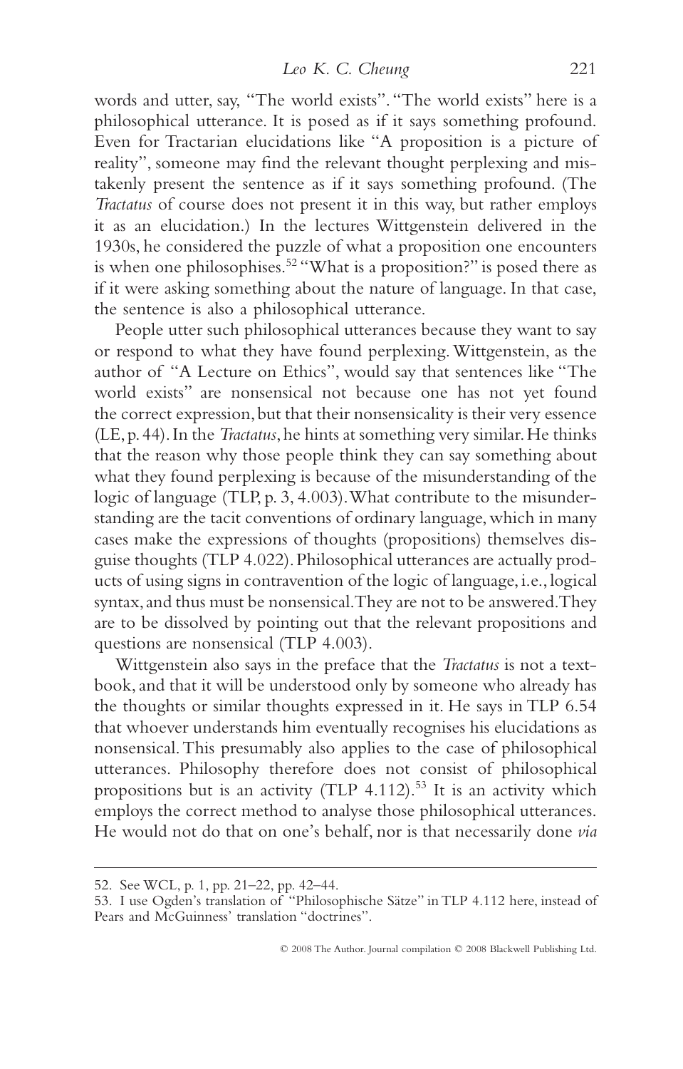words and utter, say, "The world exists". "The world exists" here is a philosophical utterance. It is posed as if it says something profound. Even for Tractarian elucidations like "A proposition is a picture of reality", someone may find the relevant thought perplexing and mistakenly present the sentence as if it says something profound. (The *Tractatus* of course does not present it in this way, but rather employs it as an elucidation.) In the lectures Wittgenstein delivered in the 1930s, he considered the puzzle of what a proposition one encounters is when one philosophises.[52] "What is a proposition?" is posed there as if it were asking something about the nature of language. In that case, the sentence is also a philosophical utterance.

People utter such philosophical utterances because they want to say or respond to what they have found perplexing. Wittgenstein, as the author of "A Lecture on Ethics", would say that sentences like "The world exists" are nonsensical not because one has not yet found the correct expression, but that their nonsensicality is their very essence (LE, p. 44). In the *Tractatus*, he hints at something very similar. He thinks that the reason why those people think they can say something about what they found perplexing is because of the misunderstanding of the logic of language (TLP, p. 3, 4.003). What contribute to the misunderstanding are the tacit conventions of ordinary language, which in many cases make the expressions of thoughts (propositions) themselves disguise thoughts (TLP 4.022). Philosophical utterances are actually products of using signs in contravention of the logic of language, i.e., logical syntax, and thus must be nonsensical. They are not to be answered. They are to be dissolved by pointing out that the relevant propositions and questions are nonsensical (TLP 4.003).

Wittgenstein also says in the preface that the *Tractatus* is not a textbook, and that it will be understood only by someone who already has the thoughts or similar thoughts expressed in it. He says in TLP 6.54 that whoever understands him eventually recognises his elucidations as nonsensical. This presumably also applies to the case of philosophical utterances. Philosophy therefore does not consist of philosophical propositions but is an activity (TLP 4.112).[53] It is an activity which employs the correct method to analyse those philosophical utterances. He would not do that on one's behalf, nor is that necessarily done *via*

---

52. See WCL, p. 1, pp. 21–22, pp. 42–44.

53. I use Ogden's translation of "Philosophische Sätze" in TLP 4.112 here, instead of Pears and McGuinness' translation "doctrines".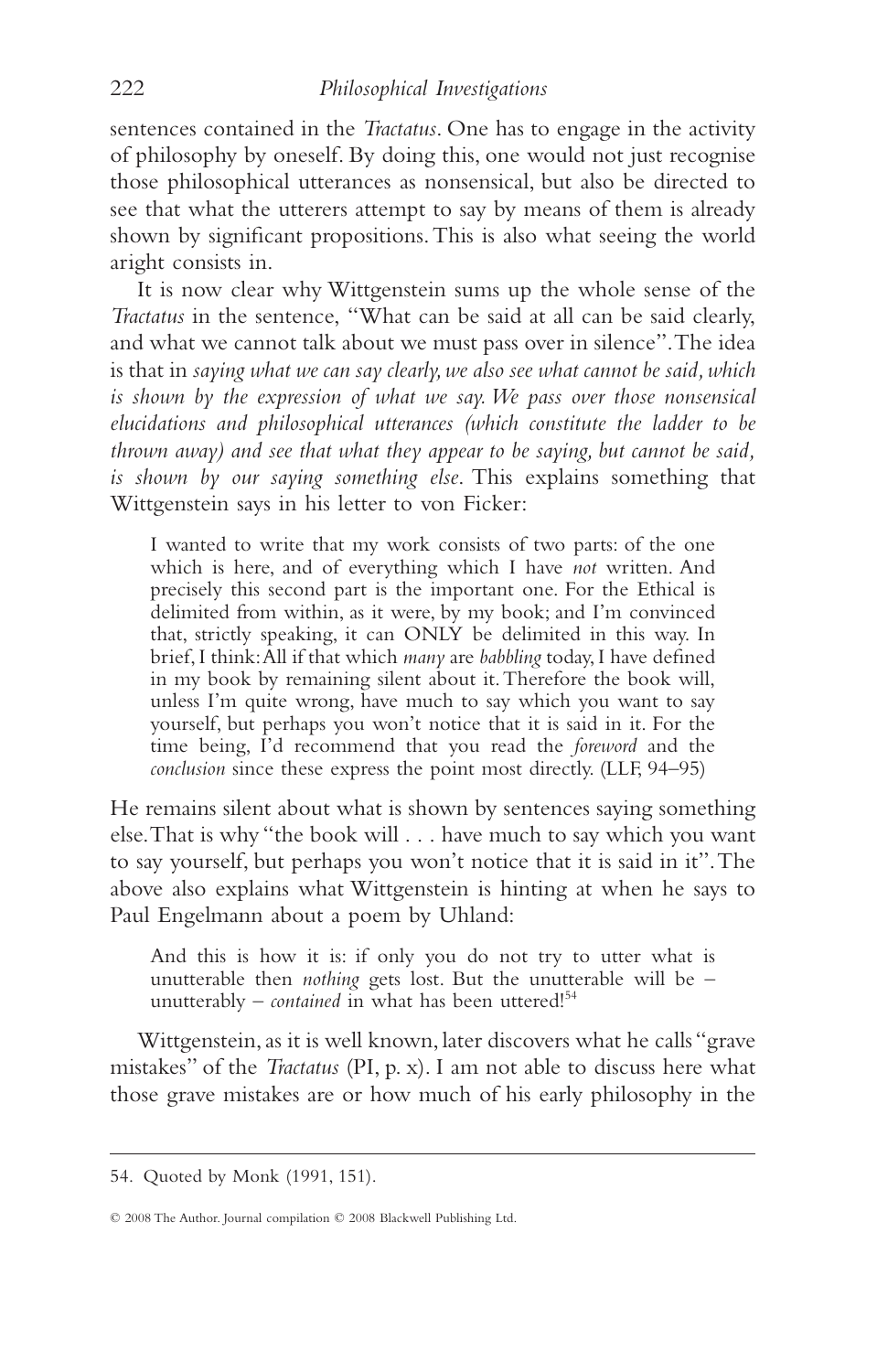sentences contained in the *Tractatus*. One has to engage in the activity of philosophy by oneself. By doing this, one would not just recognise those philosophical utterances as nonsensical, but also be directed to see that what the utterers attempt to say by means of them is already shown by significant propositions. This is also what seeing the world aright consists in.

It is now clear why Wittgenstein sums up the whole sense of the *Tractatus* in the sentence, "What can be said at all can be said clearly, and what we cannot talk about we must pass over in silence". The idea is that in *saying what we can say clearly, we also see what cannot be said, which is shown by the expression of what we say. We pass over those nonsensical elucidations and philosophical utterances (which constitute the ladder to be thrown away) and see that what they appear to be saying, but cannot be said, is shown by our saying something else*. This explains something that Wittgenstein says in his letter to von Ficker:

> I wanted to write that my work consists of two parts: of the one which is here, and of everything which I have *not* written. And precisely this second part is the important one. For the Ethical is delimited from within, as it were, by my book; and I'm convinced that, strictly speaking, it can ONLY be delimited in this way. In brief, I think: All if that which *many* are *babbling* today, I have defined in my book by remaining silent about it. Therefore the book will, unless I'm quite wrong, have much to say which you want to say yourself, but perhaps you won't notice that it is said in it. For the time being, I'd recommend that you read the *foreword* and the *conclusion* since these express the point most directly. (LLF, 94–95)

He remains silent about what is shown by sentences saying something else. That is why "the book will . . . have much to say which you want to say yourself, but perhaps you won't notice that it is said in it". The above also explains what Wittgenstein is hinting at when he says to Paul Engelmann about a poem by Uhland:

> And this is how it is: if only you do not try to utter what is unutterable then *nothing* gets lost. But the unutterable will be – unutterably – *contained* in what has been uttered![54]

Wittgenstein, as it is well known, later discovers what he calls "grave mistakes" of the *Tractatus* (PI, p. x). I am not able to discuss here what those grave mistakes are or how much of his early philosophy in the

---

54. Quoted by Monk (1991, 151).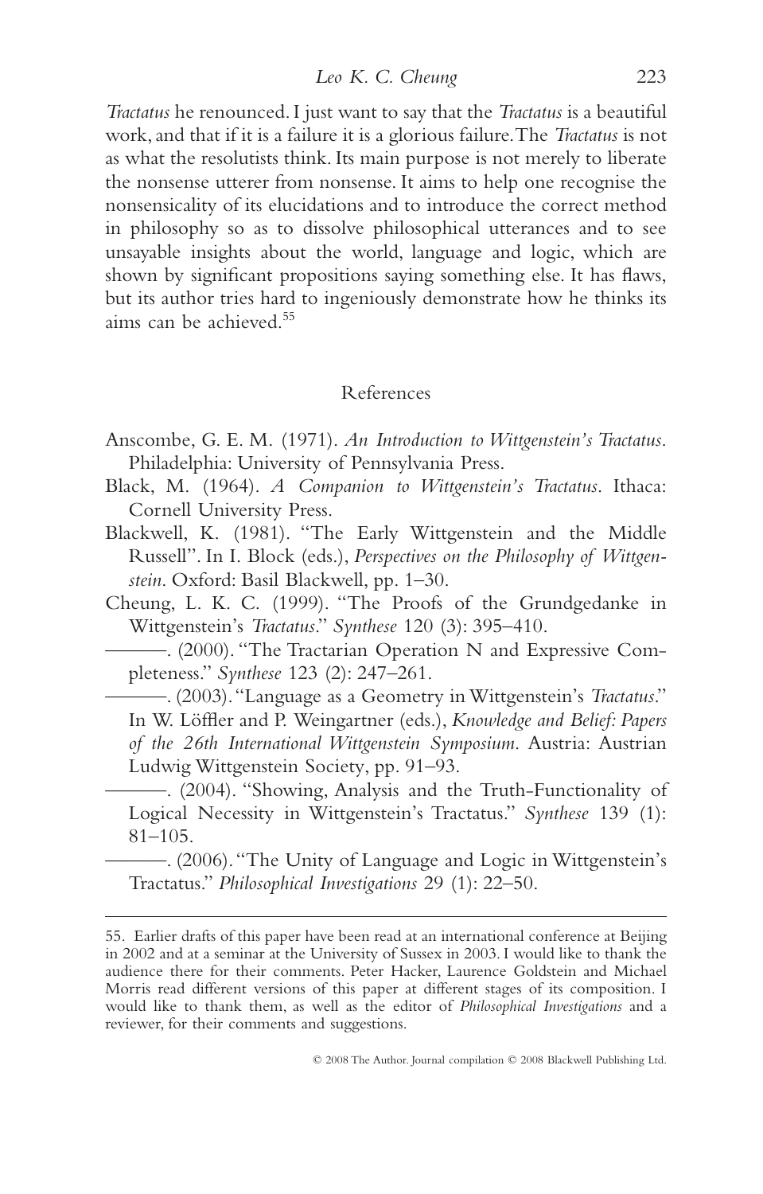*Tractatus* he renounced. I just want to say that the *Tractatus* is a beautiful work, and that if it is a failure it is a glorious failure. The *Tractatus* is not as what the resolutists think. Its main purpose is not merely to liberate the nonsense utterer from nonsense. It aims to help one recognise the nonsensicality of its elucidations and to introduce the correct method in philosophy so as to dissolve philosophical utterances and to see unsayable insights about the world, language and logic, which are shown by significant propositions saying something else. It has flaws, but its author tries hard to ingeniously demonstrate how he thinks its aims can be achieved.[55]

## References

Anscombe, G. E. M. (1971). *An Introduction to Wittgenstein's Tractatus*. Philadelphia: University of Pennsylvania Press.

Black, M. (1964). *A Companion to Wittgenstein's Tractatus*. Ithaca: Cornell University Press.

Blackwell, K. (1981). "The Early Wittgenstein and the Middle Russell". In I. Block (eds.), *Perspectives on the Philosophy of Wittgenstein*. Oxford: Basil Blackwell, pp. 1–30.

Cheung, L. K. C. (1999). "The Proofs of the Grundgedanke in Wittgenstein's *Tractatus*." *Synthese* 120 (3): 395–410.

———. (2000). "The Tractarian Operation N and Expressive Completeness." *Synthese* 123 (2): 247–261.

———. (2003). "Language as a Geometry in Wittgenstein's *Tractatus*." In W. Löffler and P. Weingartner (eds.), *Knowledge and Belief: Papers of the 26th International Wittgenstein Symposium*. Austria: Austrian Ludwig Wittgenstein Society, pp. 91–93.

———. (2004). "Showing, Analysis and the Truth-Functionality of Logical Necessity in Wittgenstein's Tractatus." *Synthese* 139 (1): 81–105.

———. (2006). "The Unity of Language and Logic in Wittgenstein's Tractatus." *Philosophical Investigations* 29 (1): 22–50.

---

55. Earlier drafts of this paper have been read at an international conference at Beijing in 2002 and at a seminar at the University of Sussex in 2003. I would like to thank the audience there for their comments. Peter Hacker, Laurence Goldstein and Michael Morris read different versions of this paper at different stages of its composition. I would like to thank them, as well as the editor of *Philosophical Investigations* and a reviewer, for their comments and suggestions.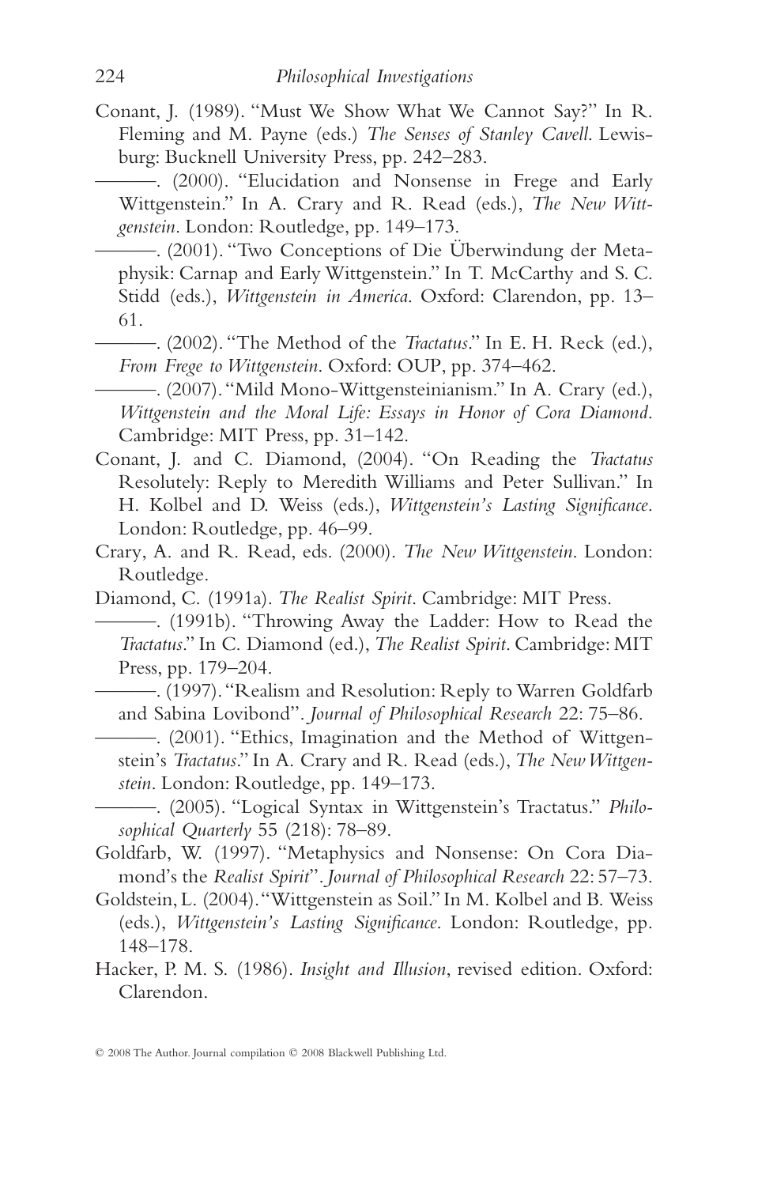Conant, J. (1989). "Must We Show What We Cannot Say?" In R. Fleming and M. Payne (eds.) *The Senses of Stanley Cavell*. Lewisburg: Bucknell University Press, pp. 242–283.

———. (2000). "Elucidation and Nonsense in Frege and Early Wittgenstein." In A. Crary and R. Read (eds.), *The New Wittgenstein*. London: Routledge, pp. 149–173.

———. (2001). "Two Conceptions of Die Überwindung der Metaphysik: Carnap and Early Wittgenstein." In T. McCarthy and S. C. Stidd (eds.), *Wittgenstein in America*. Oxford: Clarendon, pp. 13–61.

———. (2002). "The Method of the *Tractatus*." In E. H. Reck (ed.), *From Frege to Wittgenstein*. Oxford: OUP, pp. 374–462.

———. (2007). "Mild Mono-Wittgensteinianism." In A. Crary (ed.), *Wittgenstein and the Moral Life: Essays in Honor of Cora Diamond*. Cambridge: MIT Press, pp. 31–142.

Conant, J. and C. Diamond, (2004). "On Reading the *Tractatus* Resolutely: Reply to Meredith Williams and Peter Sullivan." In H. Kolbel and D. Weiss (eds.), *Wittgenstein's Lasting Significance*. London: Routledge, pp. 46–99.

Crary, A. and R. Read, eds. (2000). *The New Wittgenstein*. London: Routledge.

Diamond, C. (1991a). *The Realist Spirit*. Cambridge: MIT Press.

———. (1991b). "Throwing Away the Ladder: How to Read the *Tractatus*." In C. Diamond (ed.), *The Realist Spirit*. Cambridge: MIT Press, pp. 179–204.

———. (1997). "Realism and Resolution: Reply to Warren Goldfarb and Sabina Lovibond". *Journal of Philosophical Research* 22: 75–86.

———. (2001). "Ethics, Imagination and the Method of Wittgenstein's *Tractatus*." In A. Crary and R. Read (eds.), *The New Wittgenstein*. London: Routledge, pp. 149–173.

———. (2005). "Logical Syntax in Wittgenstein's Tractatus." *Philosophical Quarterly* 55 (218): 78–89.

Goldfarb, W. (1997). "Metaphysics and Nonsense: On Cora Diamond's the *Realist Spirit*". *Journal of Philosophical Research* 22: 57–73.

Goldstein, L. (2004). "Wittgenstein as Soil." In M. Kolbel and B. Weiss (eds.), *Wittgenstein's Lasting Significance*. London: Routledge, pp. 148–178.

Hacker, P. M. S. (1986). *Insight and Illusion*, revised edition. Oxford: Clarendon.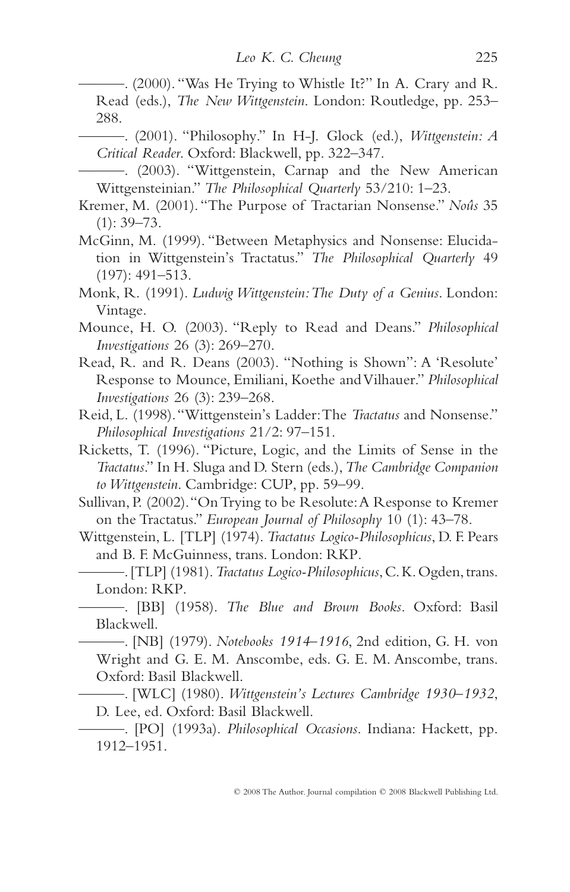———. (2000). "Was He Trying to Whistle It?" In A. Crary and R. Read (eds.), *The New Wittgenstein*. London: Routledge, pp. 253–288.

———. (2001). "Philosophy." In H-J. Glock (ed.), *Wittgenstein: A Critical Reader*. Oxford: Blackwell, pp. 322–347.

———. (2003). "Wittgenstein, Carnap and the New American Wittgensteinian." *The Philosophical Quarterly* 53/210: 1–23.

Kremer, M. (2001). "The Purpose of Tractarian Nonsense." *Noûs* 35 (1): 39–73.

McGinn, M. (1999). "Between Metaphysics and Nonsense: Elucidation in Wittgenstein's Tractatus." *The Philosophical Quarterly* 49 (197): 491–513.

Monk, R. (1991). *Ludwig Wittgenstein: The Duty of a Genius*. London: Vintage.

Mounce, H. O. (2003). "Reply to Read and Deans." *Philosophical Investigations* 26 (3): 269–270.

Read, R. and R. Deans (2003). "Nothing is Shown": A 'Resolute' Response to Mounce, Emiliani, Koethe and Vilhauer." *Philosophical Investigations* 26 (3): 239–268.

Reid, L. (1998). "Wittgenstein's Ladder: The *Tractatus* and Nonsense." *Philosophical Investigations* 21/2: 97–151.

Ricketts, T. (1996). "Picture, Logic, and the Limits of Sense in the *Tractatus*." In H. Sluga and D. Stern (eds.), *The Cambridge Companion to Wittgenstein*. Cambridge: CUP, pp. 59–99.

Sullivan, P. (2002). "On Trying to be Resolute: A Response to Kremer on the Tractatus." *European Journal of Philosophy* 10 (1): 43–78.

Wittgenstein, L. [TLP] (1974). *Tractatus Logico-Philosophicus*, D. F. Pears and B. F. McGuinness, trans. London: RKP.

———. [TLP] (1981). *Tractatus Logico-Philosophicus*, C. K. Ogden, trans. London: RKP.

———. [BB] (1958). *The Blue and Brown Books*. Oxford: Basil Blackwell.

———. [NB] (1979). *Notebooks 1914–1916*, 2nd edition, G. H. von Wright and G. E. M. Anscombe, eds. G. E. M. Anscombe, trans. Oxford: Basil Blackwell.

———. [WLC] (1980). *Wittgenstein's Lectures Cambridge 1930–1932*, D. Lee, ed. Oxford: Basil Blackwell.

———. [PO] (1993a). *Philosophical Occasions*. Indiana: Hackett, pp. 1912–1951.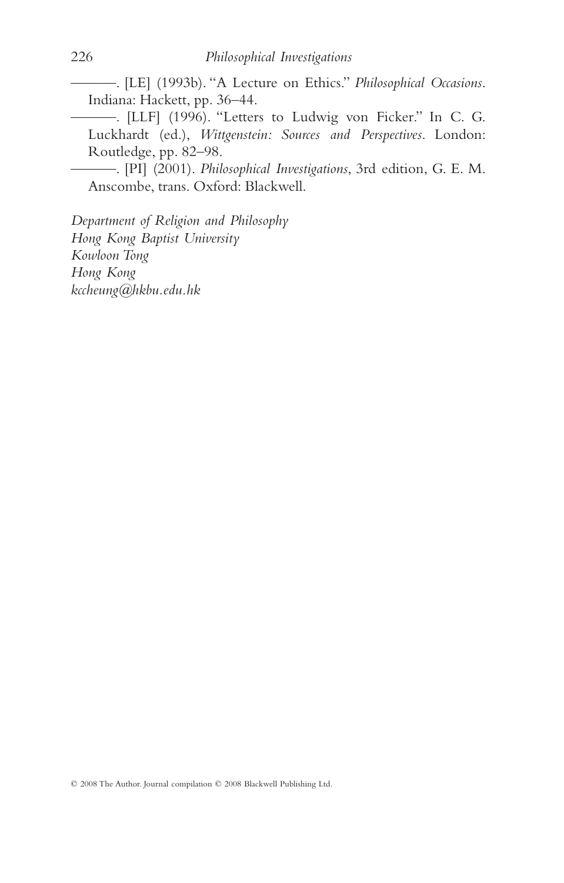———. [LE] (1993b). "A Lecture on Ethics." *Philosophical Occasions*. Indiana: Hackett, pp. 36–44.

———. [LLF] (1996). "Letters to Ludwig von Ficker." In C. G. Luckhardt (ed.), *Wittgenstein: Sources and Perspectives*. London: Routledge, pp. 82–98.

———. [PI] (2001). *Philosophical Investigations*, 3rd edition, G. E. M. Anscombe, trans. Oxford: Blackwell.

*Department of Religion and Philosophy*
*Hong Kong Baptist University*
*Kowloon Tong*
*Hong Kong*
*kccheung@hkbu.edu.hk*